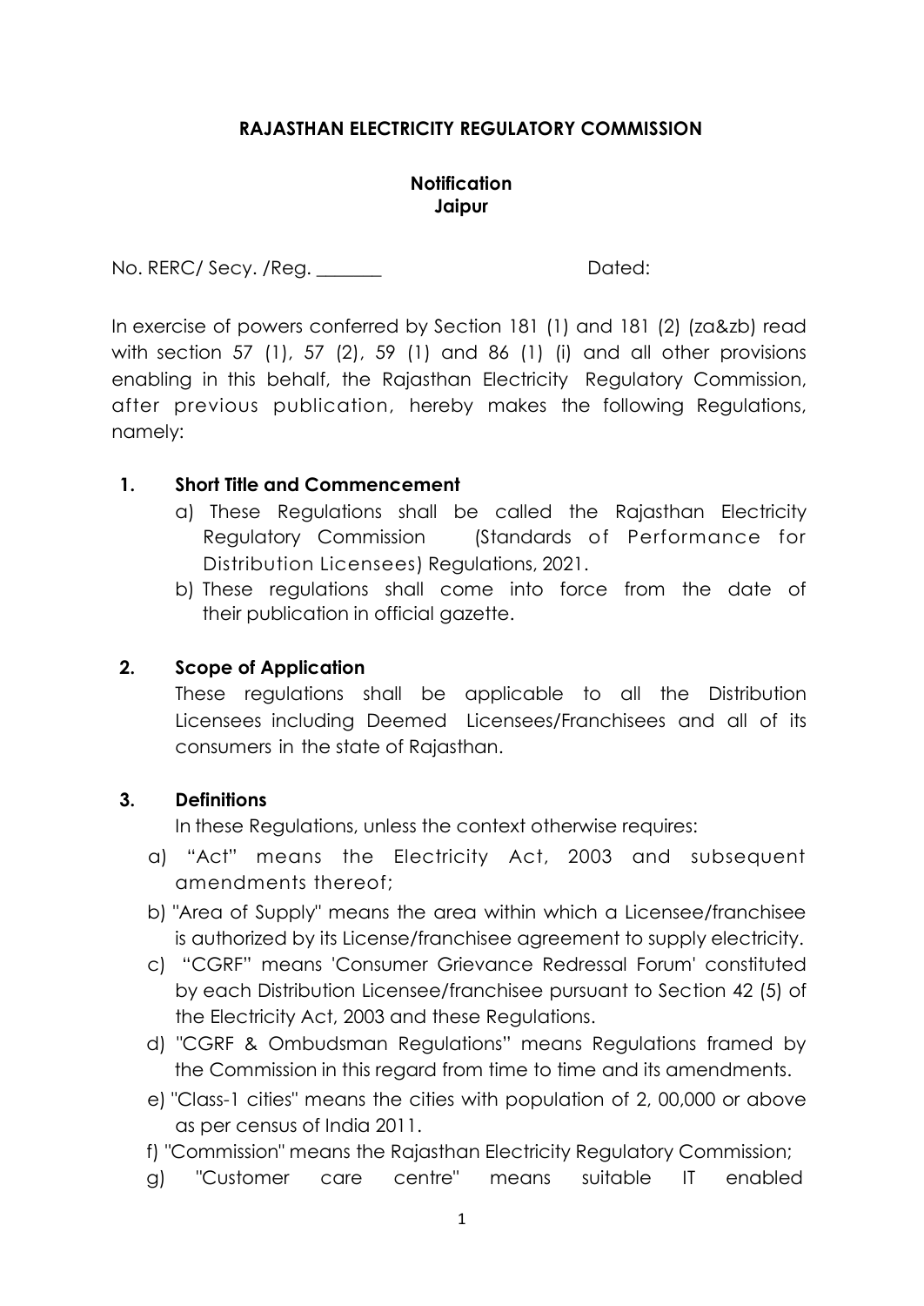**RAJASTHAN ELECTRICITY REGULATORY COMMISSION**

**Notification**
**Jaipur**

No. RERC/ Secy. /Reg. _______ Dated:

In exercise of powers conferred by Section 181 (1) and 181 (2) (za&zb) read with section 57 (1), 57 (2), 59 (1) and 86 (1) (i) and all other provisions enabling in this behalf, the Rajasthan Electricity Regulatory Commission, after previous publication, hereby makes the following Regulations, namely:

**1. Short Title and Commencement**

a) These Regulations shall be called the Rajasthan Electricity Regulatory Commission (Standards of Performance for Distribution Licensees) Regulations, 2021.

b) These regulations shall come into force from the date of their publication in official gazette.

**2. Scope of Application**

These regulations shall be applicable to all the Distribution Licensees including Deemed Licensees/Franchisees and all of its consumers in the state of Rajasthan.

**3. Definitions**

In these Regulations, unless the context otherwise requires:

a) "Act" means the Electricity Act, 2003 and subsequent amendments thereof;

b) "Area of Supply" means the area within which a Licensee/franchisee is authorized by its License/franchisee agreement to supply electricity.

c) "CGRF" means 'Consumer Grievance Redressal Forum' constituted by each Distribution Licensee/franchisee pursuant to Section 42 (5) of the Electricity Act, 2003 and these Regulations.

d) "CGRF & Ombudsman Regulations" means Regulations framed by the Commission in this regard from time to time and its amendments.

e) "Class-1 cities" means the cities with population of 2, 00,000 or above as per census of India 2011.

f) "Commission" means the Rajasthan Electricity Regulatory Commission;

g) "Customer care centre" means suitable IT enabled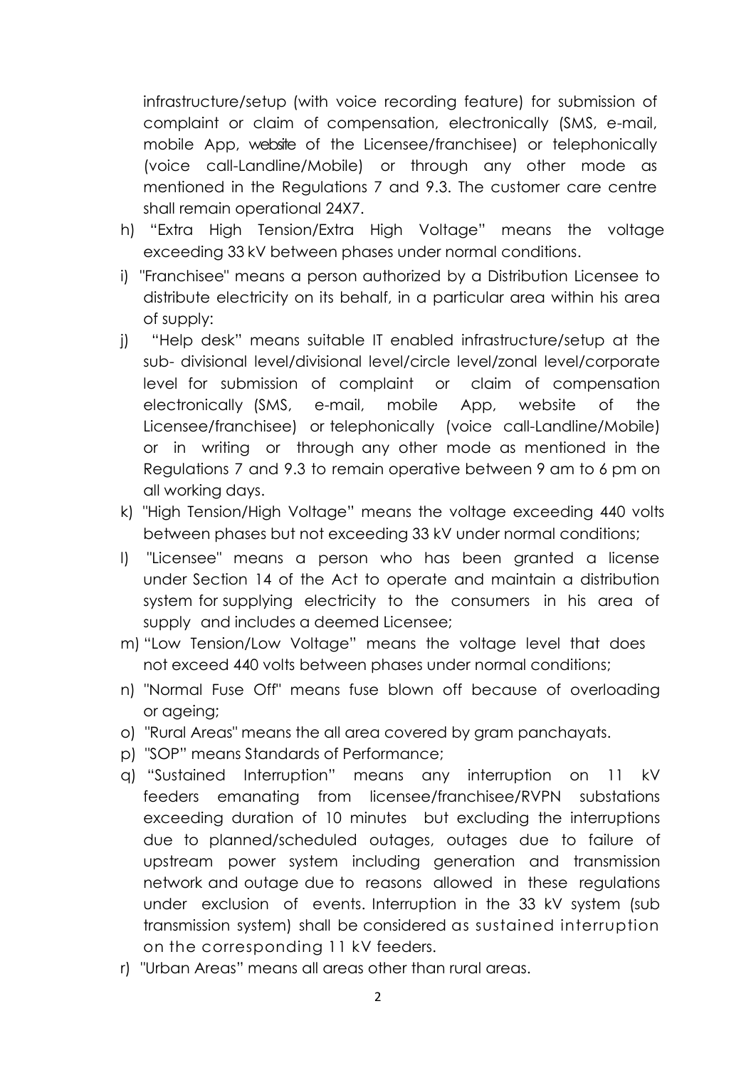infrastructure/setup (with voice recording feature) for submission of complaint or claim of compensation, electronically (SMS, e-mail, mobile App, website of the Licensee/franchisee) or telephonically (voice call-Landline/Mobile) or through any other mode as mentioned in the Regulations 7 and 9.3. The customer care centre shall remain operational 24X7.

h) "Extra High Tension/Extra High Voltage" means the voltage exceeding 33 kV between phases under normal conditions.

i) "Franchisee" means a person authorized by a Distribution Licensee to distribute electricity on its behalf, in a particular area within his area of supply:

j) "Help desk" means suitable IT enabled infrastructure/setup at the sub- divisional level/divisional level/circle level/zonal level/corporate level for submission of complaint or claim of compensation electronically (SMS, e-mail, mobile App, website of the Licensee/franchisee) or telephonically (voice call-Landline/Mobile) or in writing or through any other mode as mentioned in the Regulations 7 and 9.3 to remain operative between 9 am to 6 pm on all working days.

k) "High Tension/High Voltage" means the voltage exceeding 440 volts between phases but not exceeding 33 kV under normal conditions;

l) "Licensee" means a person who has been granted a license under Section 14 of the Act to operate and maintain a distribution system for supplying electricity to the consumers in his area of supply and includes a deemed Licensee;

m) "Low Tension/Low Voltage" means the voltage level that does not exceed 440 volts between phases under normal conditions;

n) "Normal Fuse Off" means fuse blown off because of overloading or ageing;

o) "Rural Areas" means the all area covered by gram panchayats.

p) "SOP" means Standards of Performance;

q) "Sustained Interruption" means any interruption on 11 kV feeders emanating from licensee/franchisee/RVPN substations exceeding duration of 10 minutes but excluding the interruptions due to planned/scheduled outages, outages due to failure of upstream power system including generation and transmission network and outage due to reasons allowed in these regulations under exclusion of events. Interruption in the 33 kV system (sub transmission system) shall be considered as sustained interruption on the corresponding 11 kV feeders.

r) "Urban Areas" means all areas other than rural areas.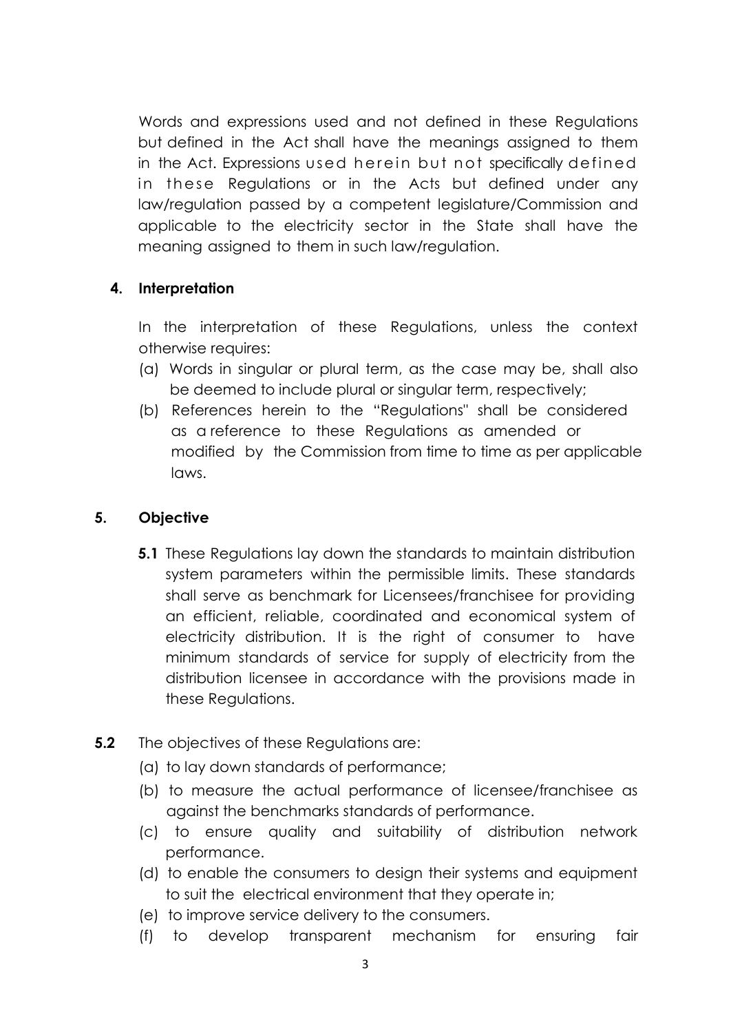Words and expressions used and not defined in these Regulations but defined in the Act shall have the meanings assigned to them in the Act. Expressions used herein but not specifically defined in these Regulations or in the Acts but defined under any law/regulation passed by a competent legislature/Commission and applicable to the electricity sector in the State shall have the meaning assigned to them in such law/regulation.

## 4. Interpretation

In the interpretation of these Regulations, unless the context otherwise requires:

(a) Words in singular or plural term, as the case may be, shall also be deemed to include plural or singular term, respectively;

(b) References herein to the "Regulations" shall be considered as a reference to these Regulations as amended or modified by the Commission from time to time as per applicable laws.

## 5. Objective

**5.1** These Regulations lay down the standards to maintain distribution system parameters within the permissible limits. These standards shall serve as benchmark for Licensees/franchisee for providing an efficient, reliable, coordinated and economical system of electricity distribution. It is the right of consumer to have minimum standards of service for supply of electricity from the distribution licensee in accordance with the provisions made in these Regulations.

**5.2** The objectives of these Regulations are:

(a) to lay down standards of performance;

(b) to measure the actual performance of licensee/franchisee as against the benchmarks standards of performance.

(c) to ensure quality and suitability of distribution network performance.

(d) to enable the consumers to design their systems and equipment to suit the electrical environment that they operate in;

(e) to improve service delivery to the consumers.

(f) to develop transparent mechanism for ensuring fair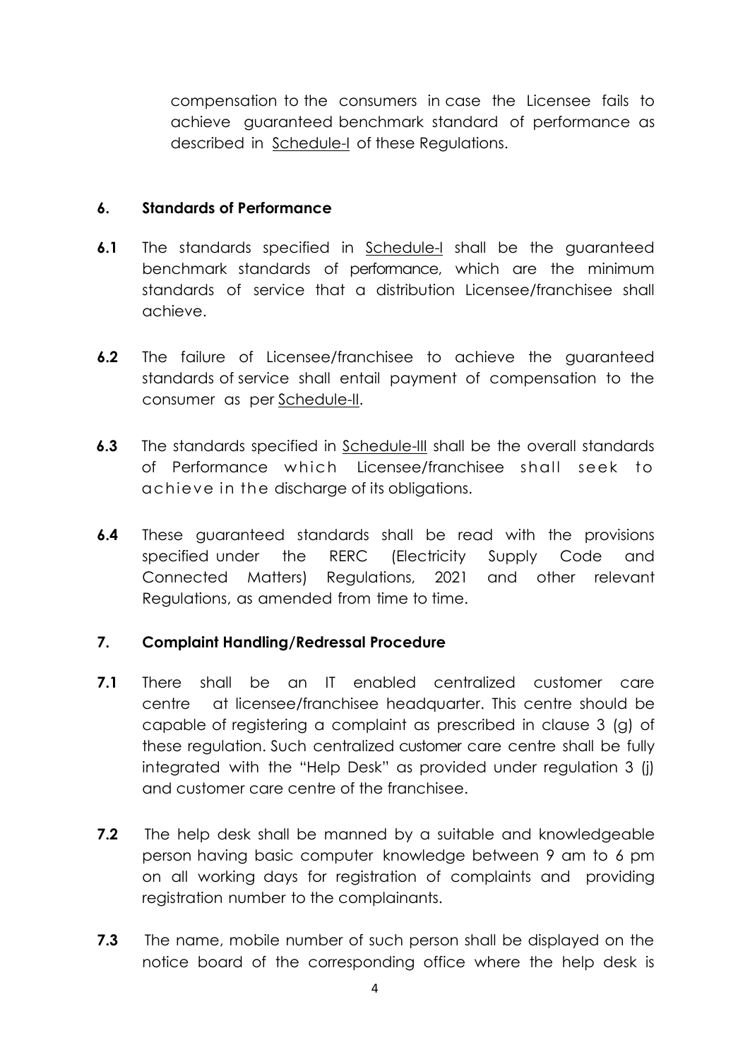compensation to the consumers in case the Licensee fails to achieve guaranteed benchmark standard of performance as described in Schedule-I of these Regulations.

## 6. Standards of Performance

**6.1** The standards specified in Schedule-I shall be the guaranteed benchmark standards of performance, which are the minimum standards of service that a distribution Licensee/franchisee shall achieve.

**6.2** The failure of Licensee/franchisee to achieve the guaranteed standards of service shall entail payment of compensation to the consumer as per Schedule-II.

**6.3** The standards specified in Schedule-III shall be the overall standards of Performance which Licensee/franchisee shall seek to achieve in the discharge of its obligations.

**6.4** These guaranteed standards shall be read with the provisions specified under the RERC (Electricity Supply Code and Connected Matters) Regulations, 2021 and other relevant Regulations, as amended from time to time.

## 7. Complaint Handling/Redressal Procedure

**7.1** There shall be an IT enabled centralized customer care centre at licensee/franchisee headquarter. This centre should be capable of registering a complaint as prescribed in clause 3 (g) of these regulation. Such centralized customer care centre shall be fully integrated with the "Help Desk" as provided under regulation 3 (j) and customer care centre of the franchisee.

**7.2** The help desk shall be manned by a suitable and knowledgeable person having basic computer knowledge between 9 am to 6 pm on all working days for registration of complaints and providing registration number to the complainants.

**7.3** The name, mobile number of such person shall be displayed on the notice board of the corresponding office where the help desk is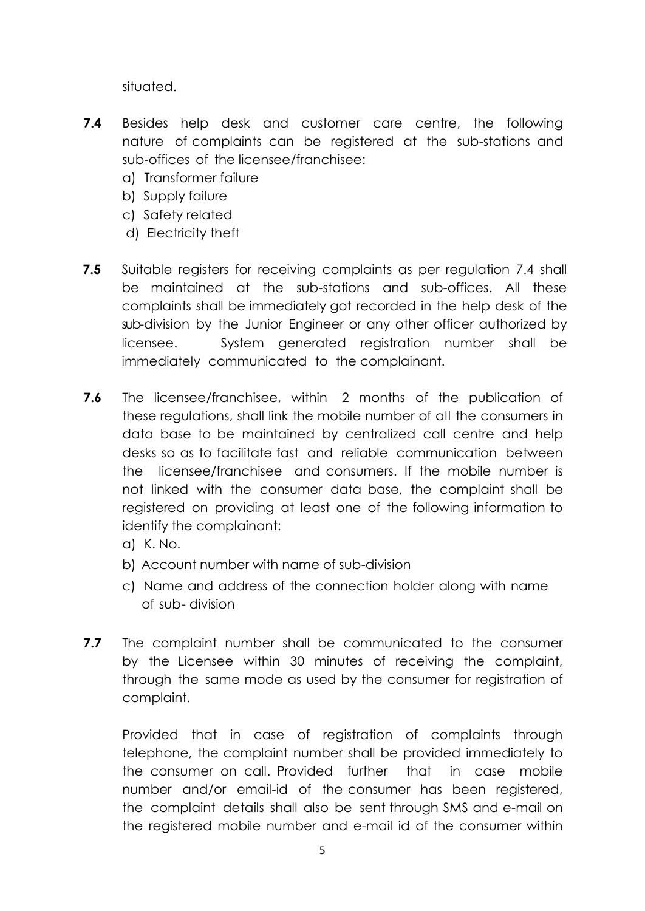situated.

**7.4** Besides help desk and customer care centre, the following nature of complaints can be registered at the sub-stations and sub-offices of the licensee/franchisee:

a) Transformer failure
b) Supply failure
c) Safety related
d) Electricity theft

**7.5** Suitable registers for receiving complaints as per regulation 7.4 shall be maintained at the sub-stations and sub-offices. All these complaints shall be immediately got recorded in the help desk of the sub-division by the Junior Engineer or any other officer authorized by licensee. System generated registration number shall be immediately communicated to the complainant.

**7.6** The licensee/franchisee, within 2 months of the publication of these regulations, shall link the mobile number of all the consumers in data base to be maintained by centralized call centre and help desks so as to facilitate fast and reliable communication between the licensee/franchisee and consumers. If the mobile number is not linked with the consumer data base, the complaint shall be registered on providing at least one of the following information to identify the complainant:

a) K. No.
b) Account number with name of sub-division
c) Name and address of the connection holder along with name of sub- division

**7.7** The complaint number shall be communicated to the consumer by the Licensee within 30 minutes of receiving the complaint, through the same mode as used by the consumer for registration of complaint.

Provided that in case of registration of complaints through telephone, the complaint number shall be provided immediately to the consumer on call. Provided further that in case mobile number and/or email-id of the consumer has been registered, the complaint details shall also be sent through SMS and e-mail on the registered mobile number and e-mail id of the consumer within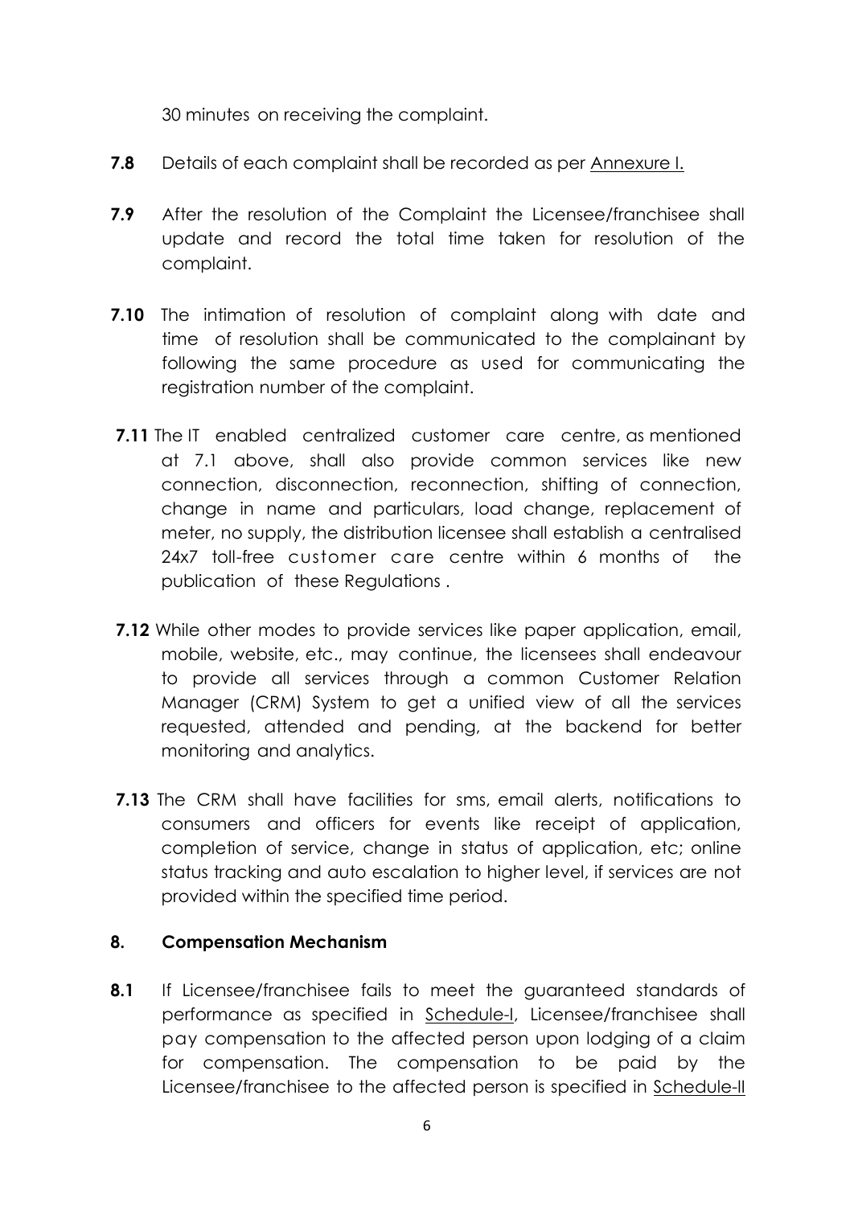30 minutes on receiving the complaint.

**7.8** Details of each complaint shall be recorded as per Annexure I.

**7.9** After the resolution of the Complaint the Licensee/franchisee shall update and record the total time taken for resolution of the complaint.

**7.10** The intimation of resolution of complaint along with date and time of resolution shall be communicated to the complainant by following the same procedure as used for communicating the registration number of the complaint.

**7.11** The IT enabled centralized customer care centre, as mentioned at 7.1 above, shall also provide common services like new connection, disconnection, reconnection, shifting of connection, change in name and particulars, load change, replacement of meter, no supply, the distribution licensee shall establish a centralised 24x7 toll-free customer care centre within 6 months of the publication of these Regulations .

**7.12** While other modes to provide services like paper application, email, mobile, website, etc., may continue, the licensees shall endeavour to provide all services through a common Customer Relation Manager (CRM) System to get a unified view of all the services requested, attended and pending, at the backend for better monitoring and analytics.

**7.13** The CRM shall have facilities for sms, email alerts, notifications to consumers and officers for events like receipt of application, completion of service, change in status of application, etc; online status tracking and auto escalation to higher level, if services are not provided within the specified time period.

## 8. Compensation Mechanism

**8.1** If Licensee/franchisee fails to meet the guaranteed standards of performance as specified in Schedule-I, Licensee/franchisee shall pay compensation to the affected person upon lodging of a claim for compensation. The compensation to be paid by the Licensee/franchisee to the affected person is specified in Schedule-II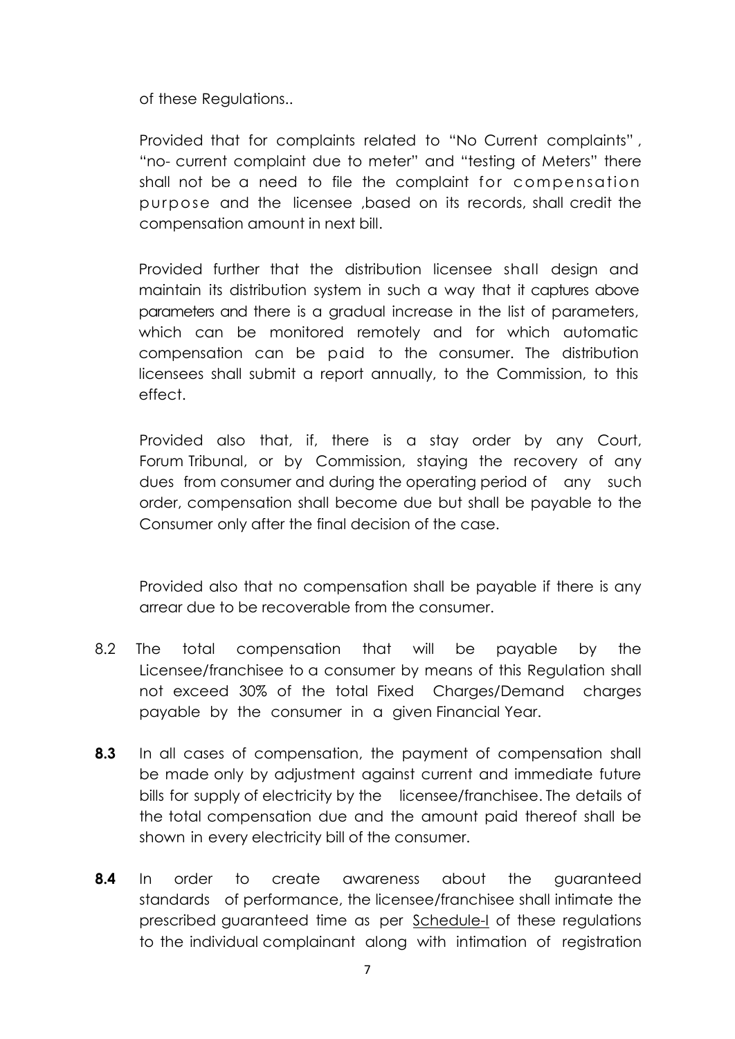of these Regulations..

Provided that for complaints related to "No Current complaints" , "no- current complaint due to meter" and "testing of Meters" there shall not be a need to file the complaint for compensation purpose and the licensee ,based on its records, shall credit the compensation amount in next bill.

Provided further that the distribution licensee shall design and maintain its distribution system in such a way that it captures above parameters and there is a gradual increase in the list of parameters, which can be monitored remotely and for which automatic compensation can be paid to the consumer. The distribution licensees shall submit a report annually, to the Commission, to this effect.

Provided also that, if, there is a stay order by any Court, Forum Tribunal, or by Commission, staying the recovery of any dues from consumer and during the operating period of any such order, compensation shall become due but shall be payable to the Consumer only after the final decision of the case.

Provided also that no compensation shall be payable if there is any arrear due to be recoverable from the consumer.

8.2 The total compensation that will be payable by the Licensee/franchisee to a consumer by means of this Regulation shall not exceed 30% of the total Fixed Charges/Demand charges payable by the consumer in a given Financial Year.

**8.3** In all cases of compensation, the payment of compensation shall be made only by adjustment against current and immediate future bills for supply of electricity by the licensee/franchisee. The details of the total compensation due and the amount paid thereof shall be shown in every electricity bill of the consumer.

**8.4** In order to create awareness about the guaranteed standards of performance, the licensee/franchisee shall intimate the prescribed guaranteed time as per Schedule-I of these regulations to the individual complainant along with intimation of registration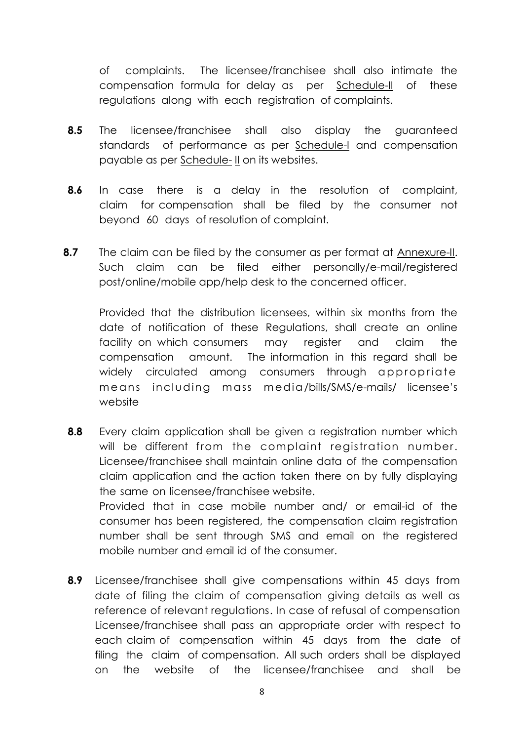of complaints. The licensee/franchisee shall also intimate the compensation formula for delay as per Schedule-II of these regulations along with each registration of complaints.

**8.5** The licensee/franchisee shall also display the guaranteed standards of performance as per Schedule-I and compensation payable as per Schedule- II on its websites.

**8.6** In case there is a delay in the resolution of complaint, claim for compensation shall be filed by the consumer not beyond 60 days of resolution of complaint.

**8.7** The claim can be filed by the consumer as per format at Annexure-II. Such claim can be filed either personally/e-mail/registered post/online/mobile app/help desk to the concerned officer.

Provided that the distribution licensees, within six months from the date of notification of these Regulations, shall create an online facility on which consumers may register and claim the compensation amount. The information in this regard shall be widely circulated among consumers through appropriate means including mass media/bills/SMS/e-mails/ licensee's website

**8.8** Every claim application shall be given a registration number which will be different from the complaint registration number. Licensee/franchisee shall maintain online data of the compensation claim application and the action taken there on by fully displaying the same on licensee/franchisee website.

Provided that in case mobile number and/ or email-id of the consumer has been registered, the compensation claim registration number shall be sent through SMS and email on the registered mobile number and email id of the consumer.

**8.9** Licensee/franchisee shall give compensations within 45 days from date of filing the claim of compensation giving details as well as reference of relevant regulations. In case of refusal of compensation Licensee/franchisee shall pass an appropriate order with respect to each claim of compensation within 45 days from the date of filing the claim of compensation. All such orders shall be displayed on the website of the licensee/franchisee and shall be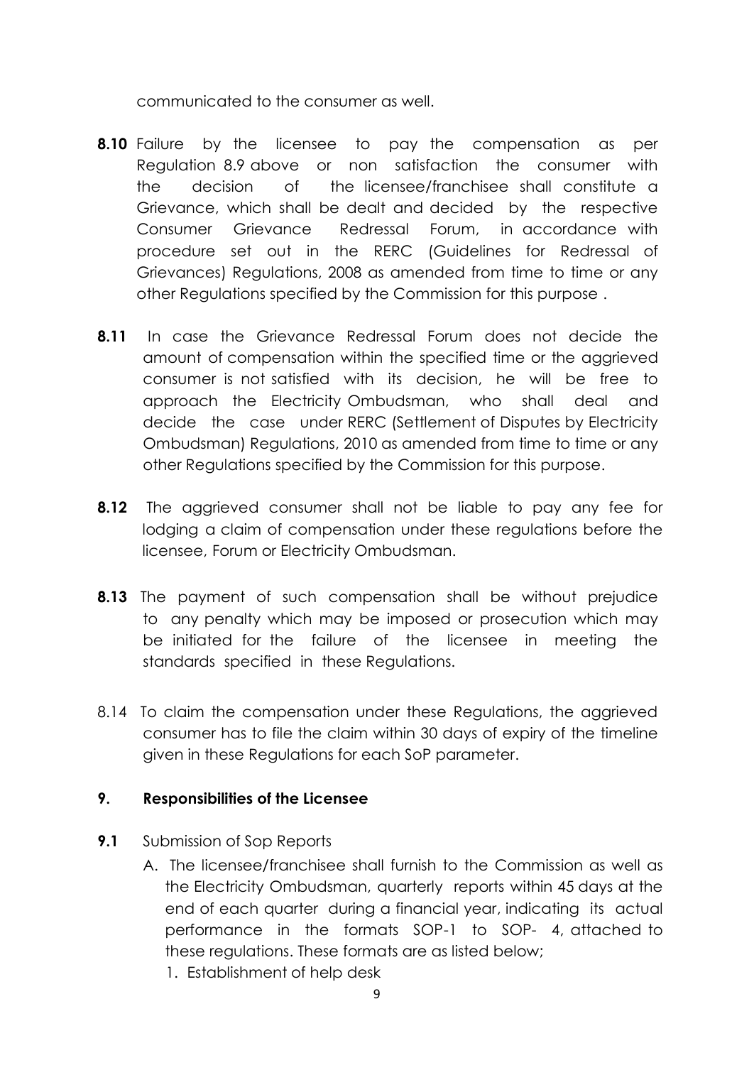communicated to the consumer as well.

**8.10** Failure by the licensee to pay the compensation as per Regulation 8.9 above or non satisfaction the consumer with the decision of the licensee/franchisee shall constitute a Grievance, which shall be dealt and decided by the respective Consumer Grievance Redressal Forum, in accordance with procedure set out in the RERC (Guidelines for Redressal of Grievances) Regulations, 2008 as amended from time to time or any other Regulations specified by the Commission for this purpose .

**8.11** In case the Grievance Redressal Forum does not decide the amount of compensation within the specified time or the aggrieved consumer is not satisfied with its decision, he will be free to approach the Electricity Ombudsman, who shall deal and decide the case under RERC (Settlement of Disputes by Electricity Ombudsman) Regulations, 2010 as amended from time to time or any other Regulations specified by the Commission for this purpose.

**8.12** The aggrieved consumer shall not be liable to pay any fee for lodging a claim of compensation under these regulations before the licensee, Forum or Electricity Ombudsman.

**8.13** The payment of such compensation shall be without prejudice to any penalty which may be imposed or prosecution which may be initiated for the failure of the licensee in meeting the standards specified in these Regulations.

8.14 To claim the compensation under these Regulations, the aggrieved consumer has to file the claim within 30 days of expiry of the timeline given in these Regulations for each SoP parameter.

**9. Responsibilities of the Licensee**

**9.1** Submission of Sop Reports

A. The licensee/franchisee shall furnish to the Commission as well as the Electricity Ombudsman, quarterly reports within 45 days at the end of each quarter during a financial year, indicating its actual performance in the formats SOP-1 to SOP- 4, attached to these regulations. These formats are as listed below;

1. Establishment of help desk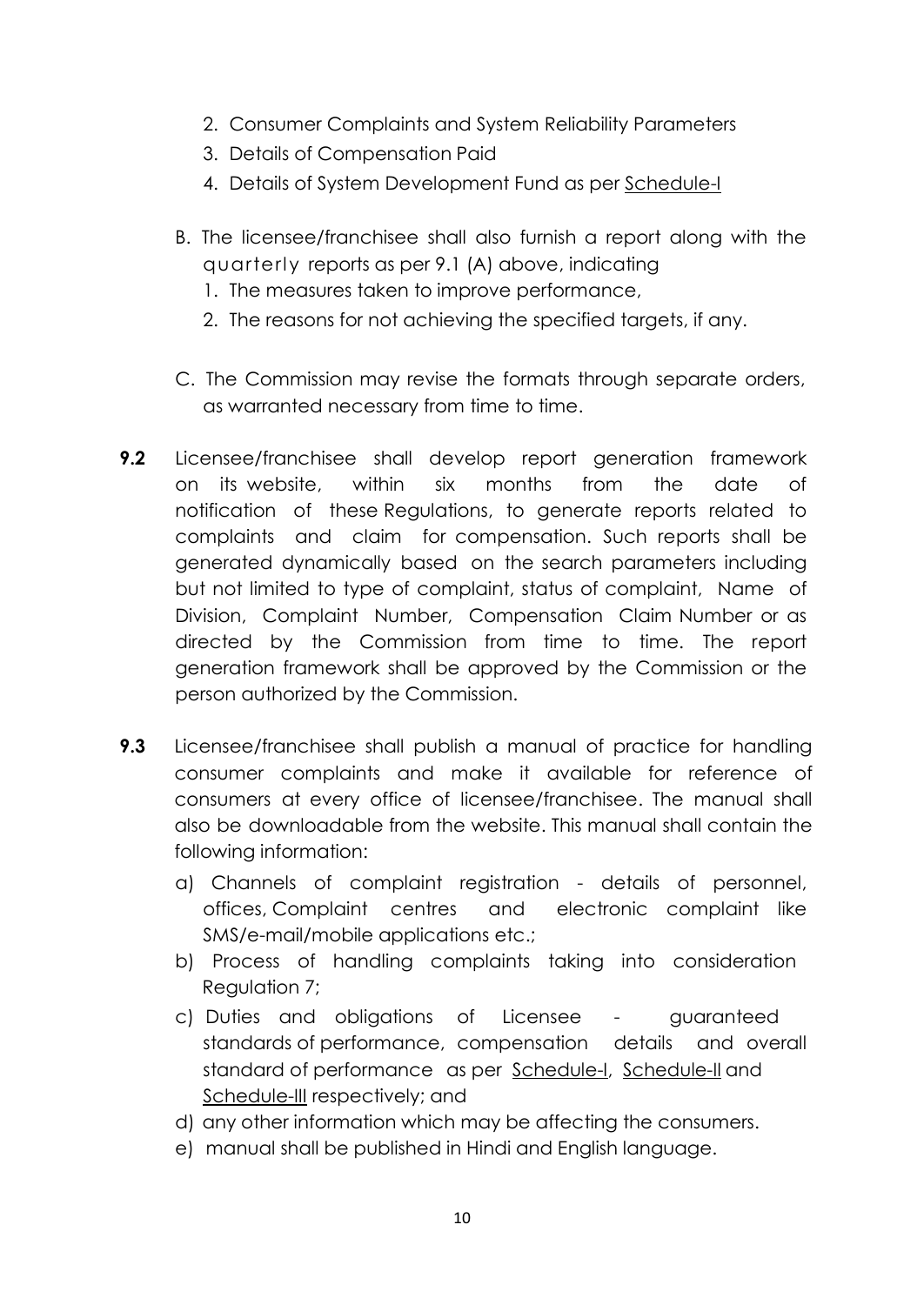2. Consumer Complaints and System Reliability Parameters
3. Details of Compensation Paid
4. Details of System Development Fund as per Schedule-I

B. The licensee/franchisee shall also furnish a report along with the quarterly reports as per 9.1 (A) above, indicating
   1. The measures taken to improve performance,
   2. The reasons for not achieving the specified targets, if any.

C. The Commission may revise the formats through separate orders, as warranted necessary from time to time.

**9.2** Licensee/franchisee shall develop report generation framework on its website, within six months from the date of notification of these Regulations, to generate reports related to complaints and claim for compensation. Such reports shall be generated dynamically based on the search parameters including but not limited to type of complaint, status of complaint, Name of Division, Complaint Number, Compensation Claim Number or as directed by the Commission from time to time. The report generation framework shall be approved by the Commission or the person authorized by the Commission.

**9.3** Licensee/franchisee shall publish a manual of practice for handling consumer complaints and make it available for reference of consumers at every office of licensee/franchisee. The manual shall also be downloadable from the website. This manual shall contain the following information:

a) Channels of complaint registration - details of personnel, offices, Complaint centres and electronic complaint like SMS/e-mail/mobile applications etc.;
b) Process of handling complaints taking into consideration Regulation 7;
c) Duties and obligations of Licensee - guaranteed standards of performance, compensation details and overall standard of performance as per Schedule-I, Schedule-II and Schedule-III respectively; and
d) any other information which may be affecting the consumers.
e) manual shall be published in Hindi and English language.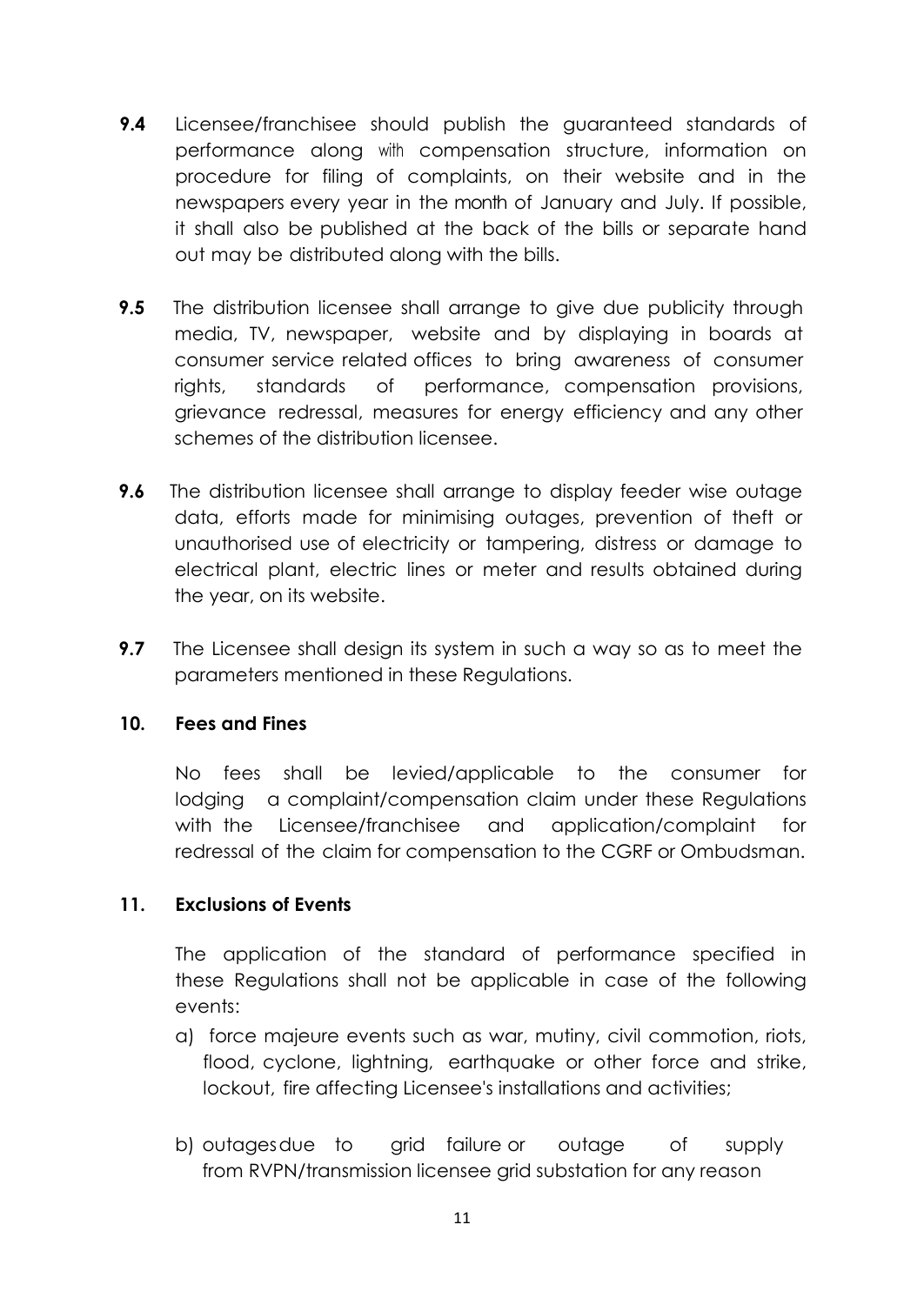**9.4** Licensee/franchisee should publish the guaranteed standards of performance along with compensation structure, information on procedure for filing of complaints, on their website and in the newspapers every year in the month of January and July. If possible, it shall also be published at the back of the bills or separate hand out may be distributed along with the bills.

**9.5** The distribution licensee shall arrange to give due publicity through media, TV, newspaper, website and by displaying in boards at consumer service related offices to bring awareness of consumer rights, standards of performance, compensation provisions, grievance redressal, measures for energy efficiency and any other schemes of the distribution licensee.

**9.6** The distribution licensee shall arrange to display feeder wise outage data, efforts made for minimising outages, prevention of theft or unauthorised use of electricity or tampering, distress or damage to electrical plant, electric lines or meter and results obtained during the year, on its website.

**9.7** The Licensee shall design its system in such a way so as to meet the parameters mentioned in these Regulations.

## 10. Fees and Fines

No fees shall be levied/applicable to the consumer for lodging a complaint/compensation claim under these Regulations with the Licensee/franchisee and application/complaint for redressal of the claim for compensation to the CGRF or Ombudsman.

## 11. Exclusions of Events

The application of the standard of performance specified in these Regulations shall not be applicable in case of the following events:

a) force majeure events such as war, mutiny, civil commotion, riots, flood, cyclone, lightning, earthquake or other force and strike, lockout, fire affecting Licensee's installations and activities;

b) outages due to grid failure or outage of supply from RVPN/transmission licensee grid substation for any reason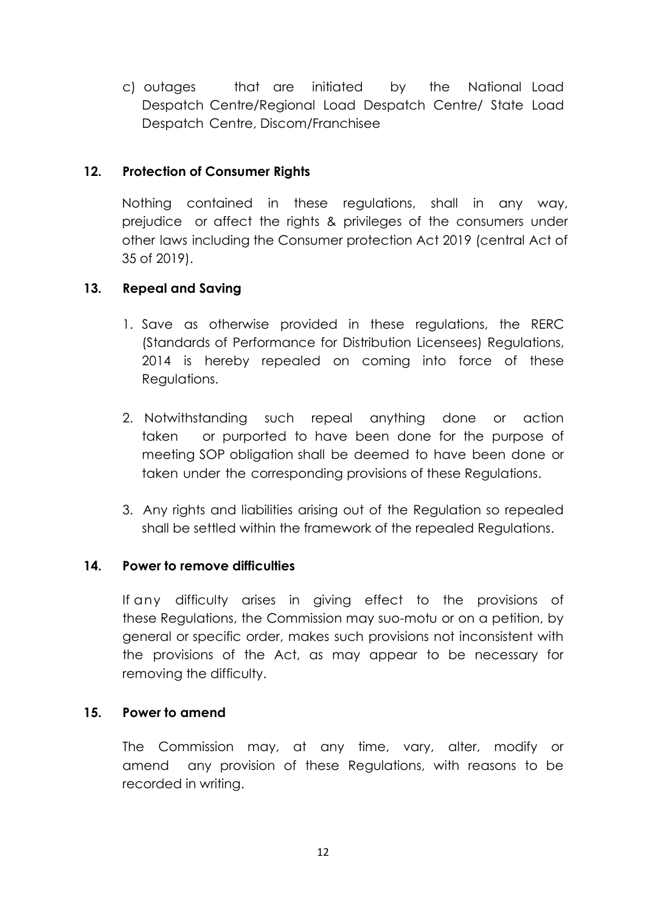c) outages that are initiated by the National Load Despatch Centre/Regional Load Despatch Centre/ State Load Despatch Centre, Discom/Franchisee

**12. Protection of Consumer Rights**

Nothing contained in these regulations, shall in any way, prejudice or affect the rights & privileges of the consumers under other laws including the Consumer protection Act 2019 (central Act of 35 of 2019).

**13. Repeal and Saving**

1. Save as otherwise provided in these regulations, the RERC (Standards of Performance for Distribution Licensees) Regulations, 2014 is hereby repealed on coming into force of these Regulations.

2. Notwithstanding such repeal anything done or action taken or purported to have been done for the purpose of meeting SOP obligation shall be deemed to have been done or taken under the corresponding provisions of these Regulations.

3. Any rights and liabilities arising out of the Regulation so repealed shall be settled within the framework of the repealed Regulations.

**14. Power to remove difficulties**

If any difficulty arises in giving effect to the provisions of these Regulations, the Commission may suo-motu or on a petition, by general or specific order, makes such provisions not inconsistent with the provisions of the Act, as may appear to be necessary for removing the difficulty.

**15. Power to amend**

The Commission may, at any time, vary, alter, modify or amend any provision of these Regulations, with reasons to be recorded in writing.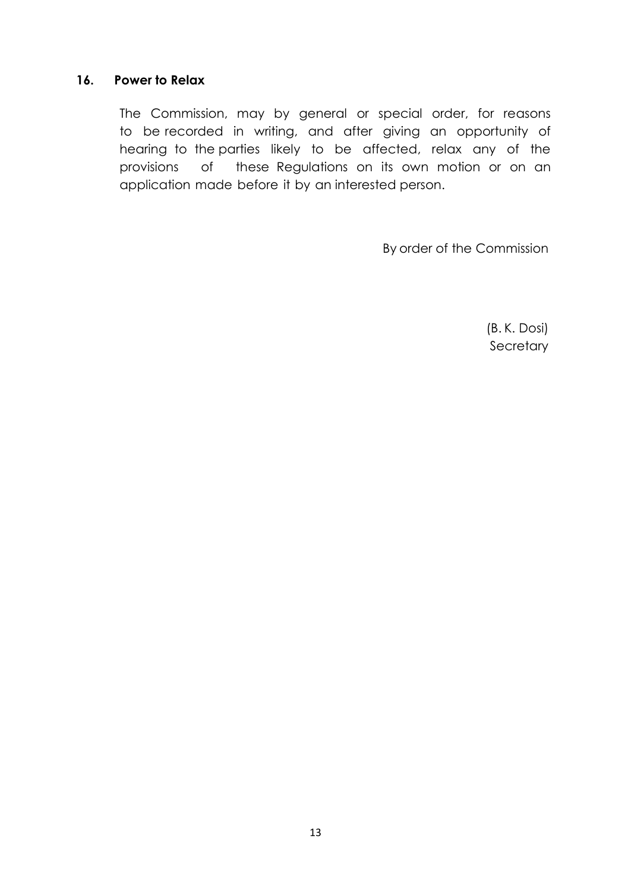### 16. Power to Relax

The Commission, may by general or special order, for reasons to be recorded in writing, and after giving an opportunity of hearing to the parties likely to be affected, relax any of the provisions of these Regulations on its own motion or on an application made before it by an interested person.

By order of the Commission

(B. K. Dosi)
Secretary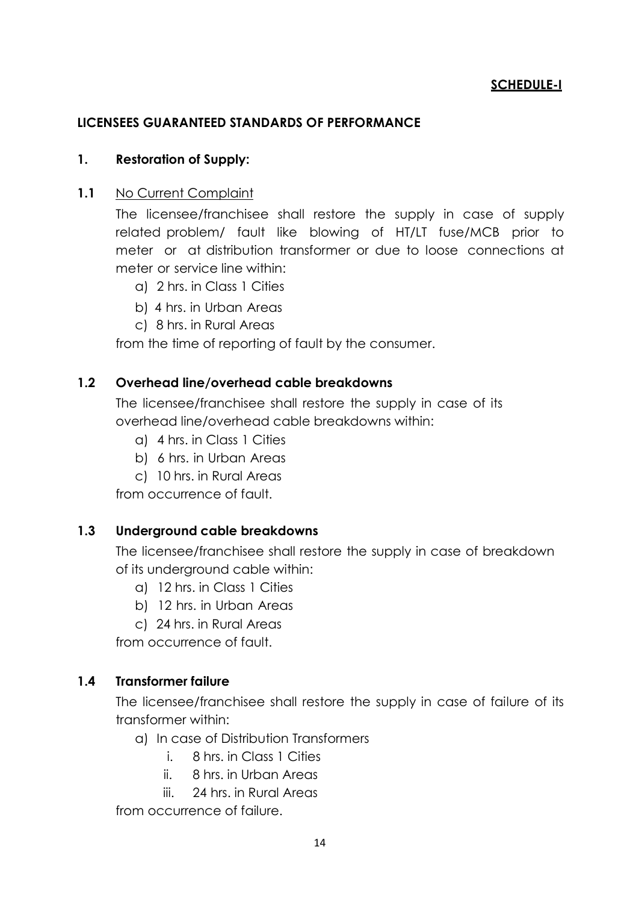**SCHEDULE-I**

## LICENSEES GUARANTEED STANDARDS OF PERFORMANCE

### 1. Restoration of Supply:

**1.1** No Current Complaint

The licensee/franchisee shall restore the supply in case of supply related problem/ fault like blowing of HT/LT fuse/MCB prior to meter or at distribution transformer or due to loose connections at meter or service line within:

a) 2 hrs. in Class 1 Cities
b) 4 hrs. in Urban Areas
c) 8 hrs. in Rural Areas

from the time of reporting of fault by the consumer.

**1.2 Overhead line/overhead cable breakdowns**

The licensee/franchisee shall restore the supply in case of its overhead line/overhead cable breakdowns within:

a) 4 hrs. in Class 1 Cities
b) 6 hrs. in Urban Areas
c) 10 hrs. in Rural Areas

from occurrence of fault.

**1.3 Underground cable breakdowns**

The licensee/franchisee shall restore the supply in case of breakdown of its underground cable within:

a) 12 hrs. in Class 1 Cities
b) 12 hrs. in Urban Areas
c) 24 hrs. in Rural Areas

from occurrence of fault.

**1.4 Transformer failure**

The licensee/franchisee shall restore the supply in case of failure of its transformer within:

a) In case of Distribution Transformers
   i. 8 hrs. in Class 1 Cities
   ii. 8 hrs. in Urban Areas
   iii. 24 hrs. in Rural Areas

from occurrence of failure.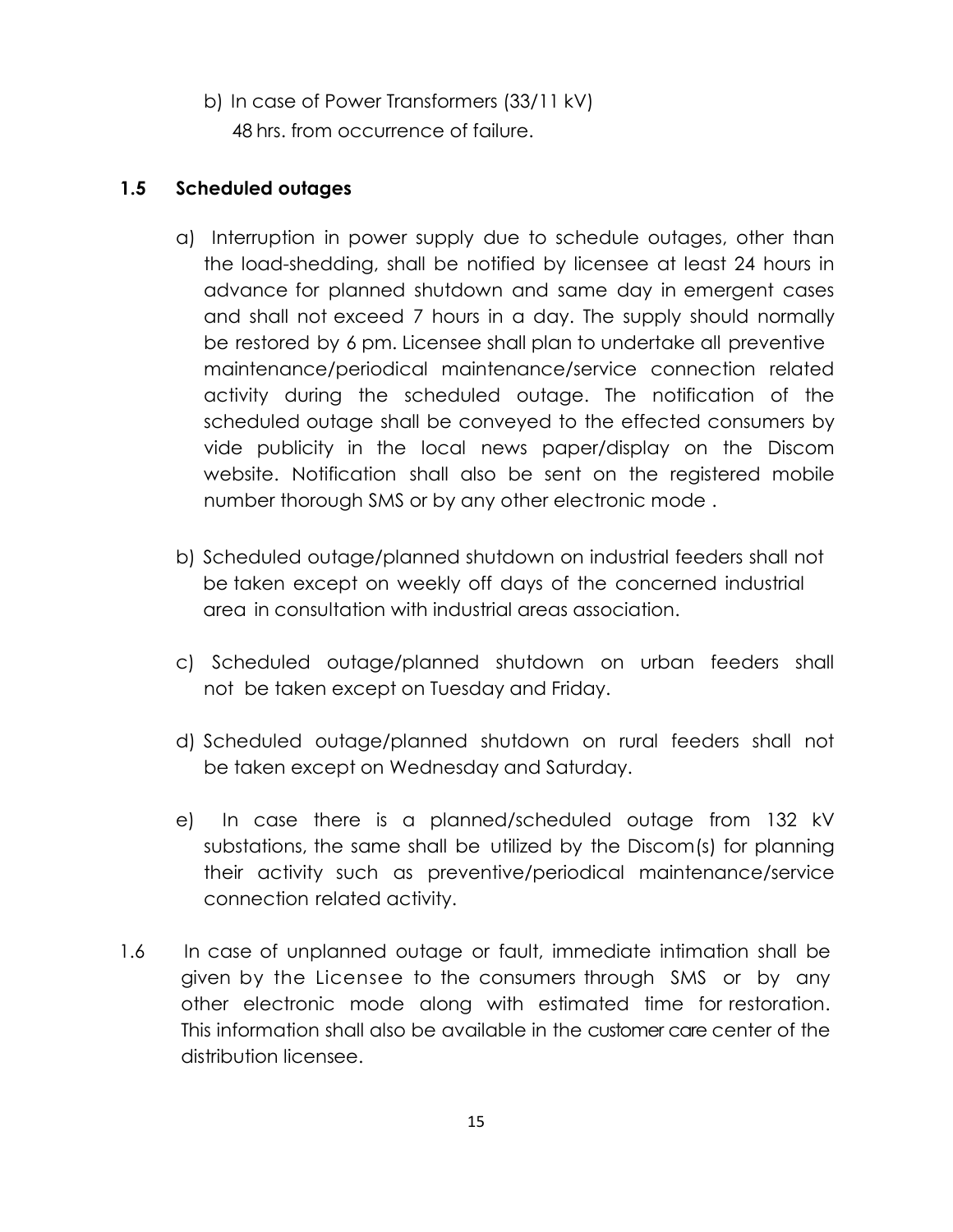b) In case of Power Transformers (33/11 kV)
   48 hrs. from occurrence of failure.

### 1.5 Scheduled outages

a) Interruption in power supply due to schedule outages, other than the load-shedding, shall be notified by licensee at least 24 hours in advance for planned shutdown and same day in emergent cases and shall not exceed 7 hours in a day. The supply should normally be restored by 6 pm. Licensee shall plan to undertake all preventive maintenance/periodical maintenance/service connection related activity during the scheduled outage. The notification of the scheduled outage shall be conveyed to the effected consumers by vide publicity in the local news paper/display on the Discom website. Notification shall also be sent on the registered mobile number thorough SMS or by any other electronic mode .

b) Scheduled outage/planned shutdown on industrial feeders shall not be taken except on weekly off days of the concerned industrial area in consultation with industrial areas association.

c) Scheduled outage/planned shutdown on urban feeders shall not be taken except on Tuesday and Friday.

d) Scheduled outage/planned shutdown on rural feeders shall not be taken except on Wednesday and Saturday.

e) In case there is a planned/scheduled outage from 132 kV substations, the same shall be utilized by the Discom(s) for planning their activity such as preventive/periodical maintenance/service connection related activity.

1.6 In case of unplanned outage or fault, immediate intimation shall be given by the Licensee to the consumers through SMS or by any other electronic mode along with estimated time for restoration. This information shall also be available in the customer care center of the distribution licensee.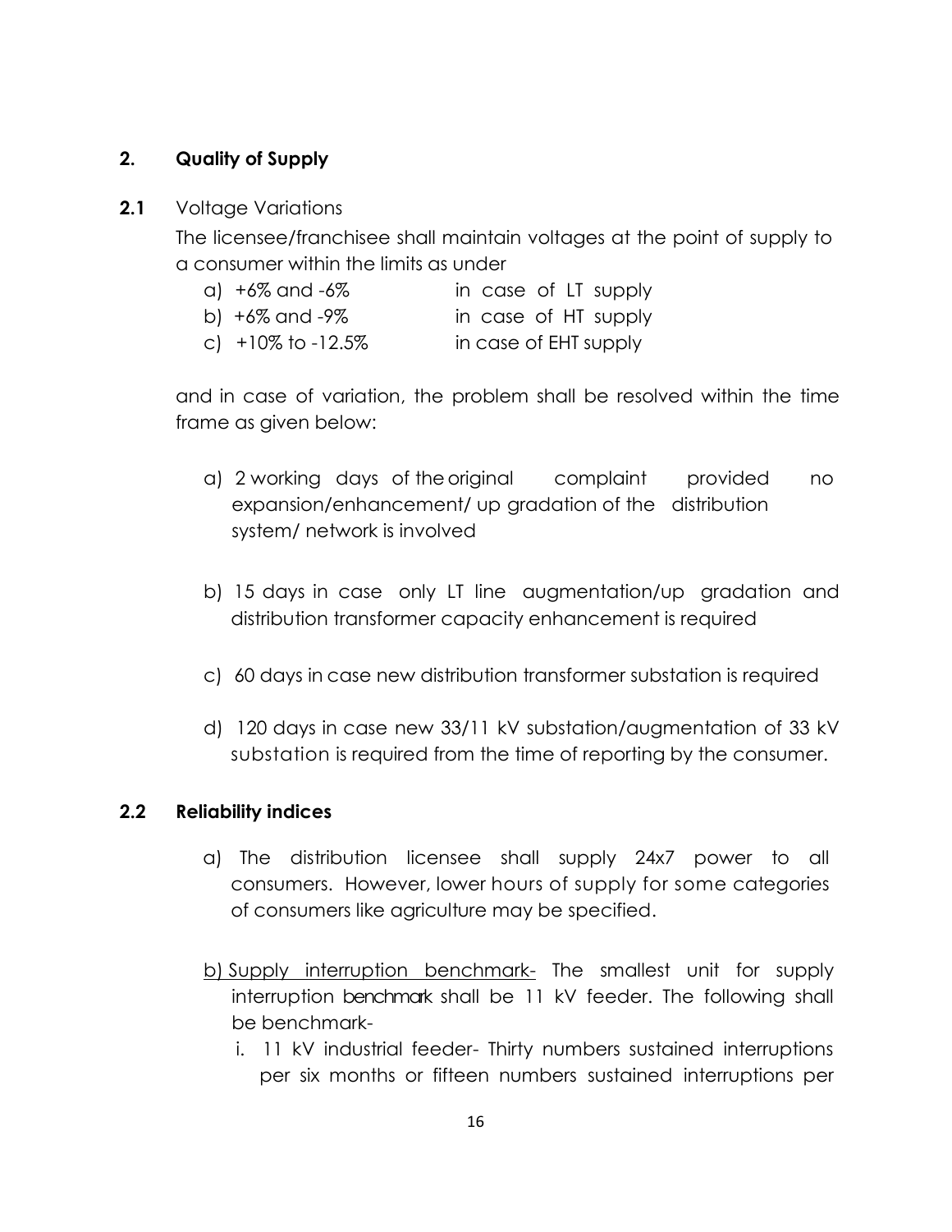## 2. Quality of Supply

**2.1** Voltage Variations

The licensee/franchisee shall maintain voltages at the point of supply to a consumer within the limits as under

a) +6% and -6% in case of LT supply
b) +6% and -9% in case of HT supply
c) +10% to -12.5% in case of EHT supply

and in case of variation, the problem shall be resolved within the time frame as given below:

a) 2 working days of the original complaint provided no expansion/enhancement/ up gradation of the distribution system/ network is involved

b) 15 days in case only LT line augmentation/up gradation and distribution transformer capacity enhancement is required

c) 60 days in case new distribution transformer substation is required

d) 120 days in case new 33/11 kV substation/augmentation of 33 kV substation is required from the time of reporting by the consumer.

**2.2 Reliability indices**

a) The distribution licensee shall supply 24x7 power to all consumers. However, lower hours of supply for some categories of consumers like agriculture may be specified.

b) Supply interruption benchmark- The smallest unit for supply interruption benchmark shall be 11 kV feeder. The following shall be benchmark-

i. 11 kV industrial feeder- Thirty numbers sustained interruptions per six months or fifteen numbers sustained interruptions per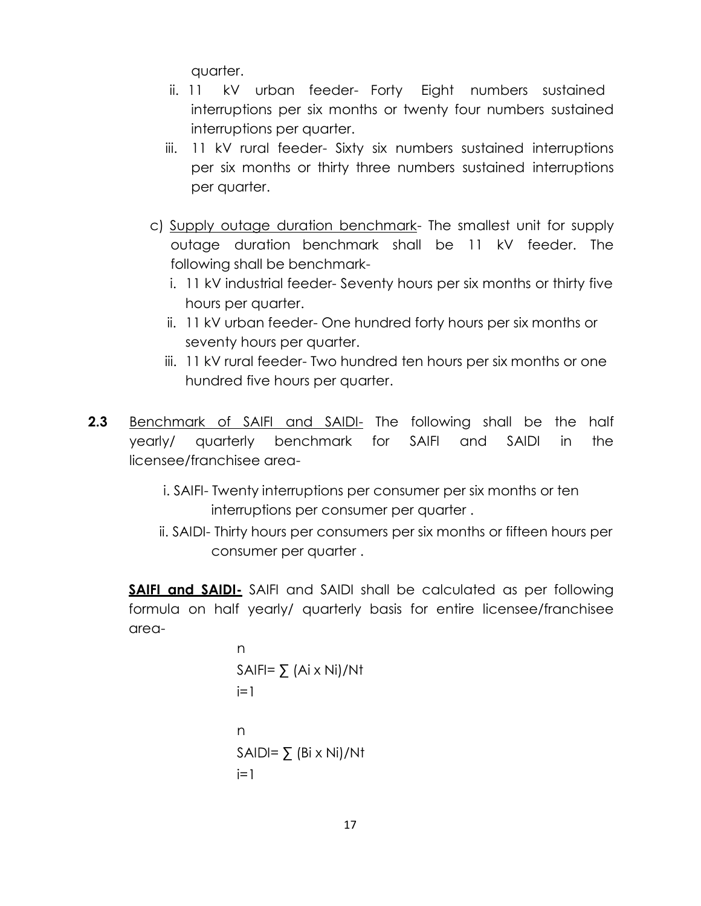quarter.

ii. 11 kV urban feeder- Forty Eight numbers sustained interruptions per six months or twenty four numbers sustained interruptions per quarter.

iii. 11 kV rural feeder- Sixty six numbers sustained interruptions per six months or thirty three numbers sustained interruptions per quarter.

c) Supply outage duration benchmark- The smallest unit for supply outage duration benchmark shall be 11 kV feeder. The following shall be benchmark-

i. 11 kV industrial feeder- Seventy hours per six months or thirty five hours per quarter.

ii. 11 kV urban feeder- One hundred forty hours per six months or seventy hours per quarter.

iii. 11 kV rural feeder- Two hundred ten hours per six months or one hundred five hours per quarter.

**2.3** Benchmark of SAIFI and SAIDI- The following shall be the half yearly/ quarterly benchmark for SAIFI and SAIDI in the licensee/franchisee area-

i. SAIFI- Twenty interruptions per consumer per six months or ten interruptions per consumer per quarter .

ii. SAIDI- Thirty hours per consumers per six months or fifteen hours per consumer per quarter .

**SAIFI and SAIDI-** SAIFI and SAIDI shall be calculated as per following formula on half yearly/ quarterly basis for entire licensee/franchisee area-

$$SAIFI = \sum_{i=1}^{n} (A_i \times N_i)/N_t$$

$$SAIDI = \sum_{i=1}^{n} (B_i \times N_i)/N_t$$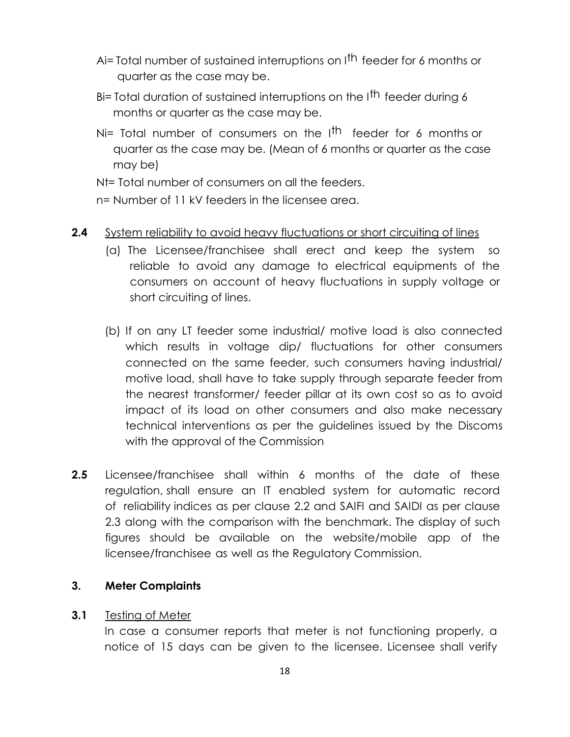Ai= Total number of sustained interruptions on $I^{th}$ feeder for 6 months or quarter as the case may be.

Bi= Total duration of sustained interruptions on the $I^{th}$ feeder during 6 months or quarter as the case may be.

Ni= Total number of consumers on the $I^{th}$ feeder for 6 months or quarter as the case may be. (Mean of 6 months or quarter as the case may be)

Nt= Total number of consumers on all the feeders.

n= Number of 11 kV feeders in the licensee area.

**2.4** System reliability to avoid heavy fluctuations or short circuiting of lines

(a) The Licensee/franchisee shall erect and keep the system so reliable to avoid any damage to electrical equipments of the consumers on account of heavy fluctuations in supply voltage or short circuiting of lines.

(b) If on any LT feeder some industrial/ motive load is also connected which results in voltage dip/ fluctuations for other consumers connected on the same feeder, such consumers having industrial/ motive load, shall have to take supply through separate feeder from the nearest transformer/ feeder pillar at its own cost so as to avoid impact of its load on other consumers and also make necessary technical interventions as per the guidelines issued by the Discoms with the approval of the Commission

**2.5** Licensee/franchisee shall within 6 months of the date of these regulation, shall ensure an IT enabled system for automatic record of reliability indices as per clause 2.2 and SAIFI and SAIDI as per clause 2.3 along with the comparison with the benchmark. The display of such figures should be available on the website/mobile app of the licensee/franchisee as well as the Regulatory Commission.

## 3. Meter Complaints

**3.1** Testing of Meter

In case a consumer reports that meter is not functioning properly, a notice of 15 days can be given to the licensee. Licensee shall verify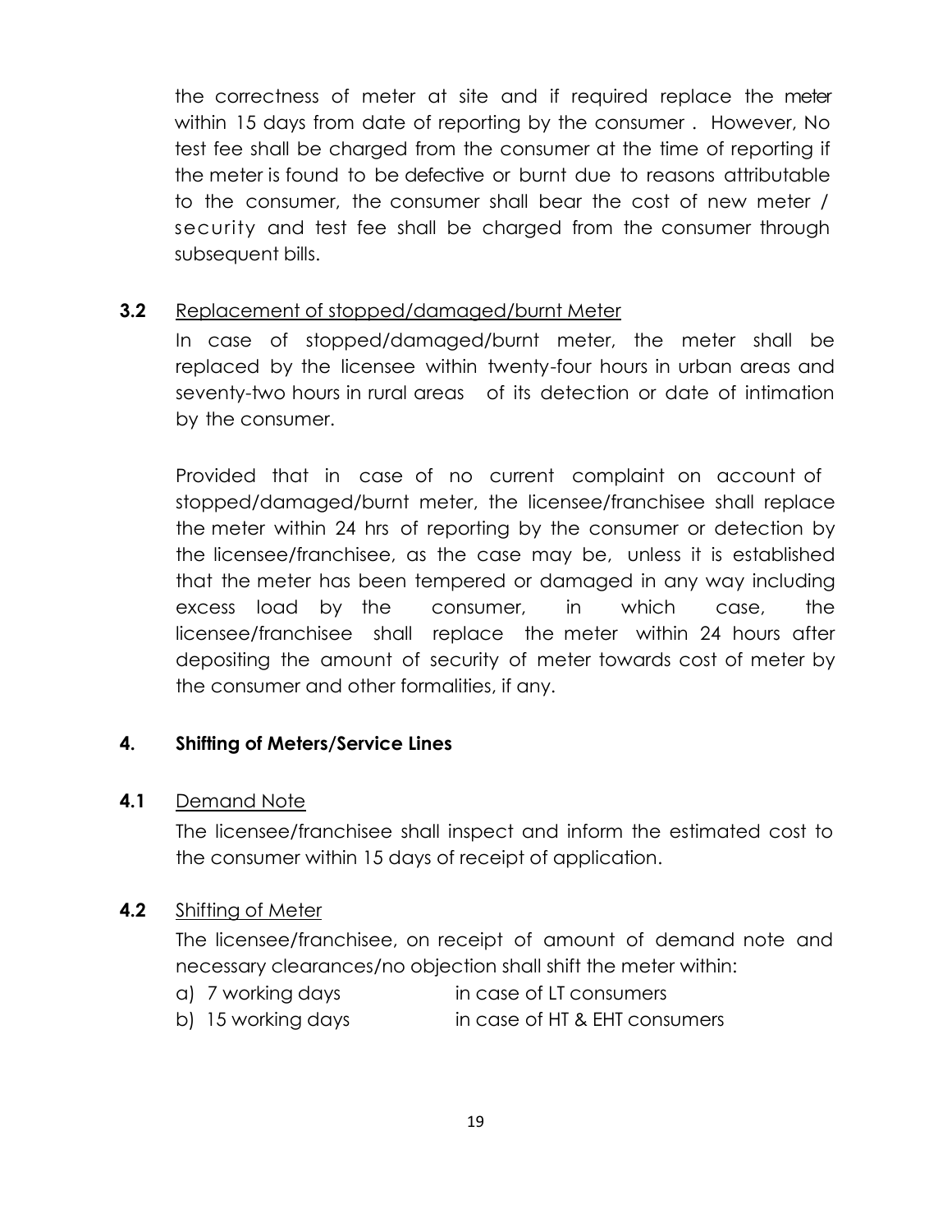the correctness of meter at site and if required replace the meter within 15 days from date of reporting by the consumer . However, No test fee shall be charged from the consumer at the time of reporting if the meter is found to be defective or burnt due to reasons attributable to the consumer, the consumer shall bear the cost of new meter / security and test fee shall be charged from the consumer through subsequent bills.

**3.2** Replacement of stopped/damaged/burnt Meter

In case of stopped/damaged/burnt meter, the meter shall be replaced by the licensee within twenty-four hours in urban areas and seventy-two hours in rural areas of its detection or date of intimation by the consumer.

Provided that in case of no current complaint on account of stopped/damaged/burnt meter, the licensee/franchisee shall replace the meter within 24 hrs of reporting by the consumer or detection by the licensee/franchisee, as the case may be, unless it is established that the meter has been tempered or damaged in any way including excess load by the consumer, in which case, the licensee/franchisee shall replace the meter within 24 hours after depositing the amount of security of meter towards cost of meter by the consumer and other formalities, if any.

## 4. Shifting of Meters/Service Lines

**4.1** Demand Note

The licensee/franchisee shall inspect and inform the estimated cost to the consumer within 15 days of receipt of application.

**4.2** Shifting of Meter

The licensee/franchisee, on receipt of amount of demand note and necessary clearances/no objection shall shift the meter within:

a) 7 working days in case of LT consumers

b) 15 working days in case of HT & EHT consumers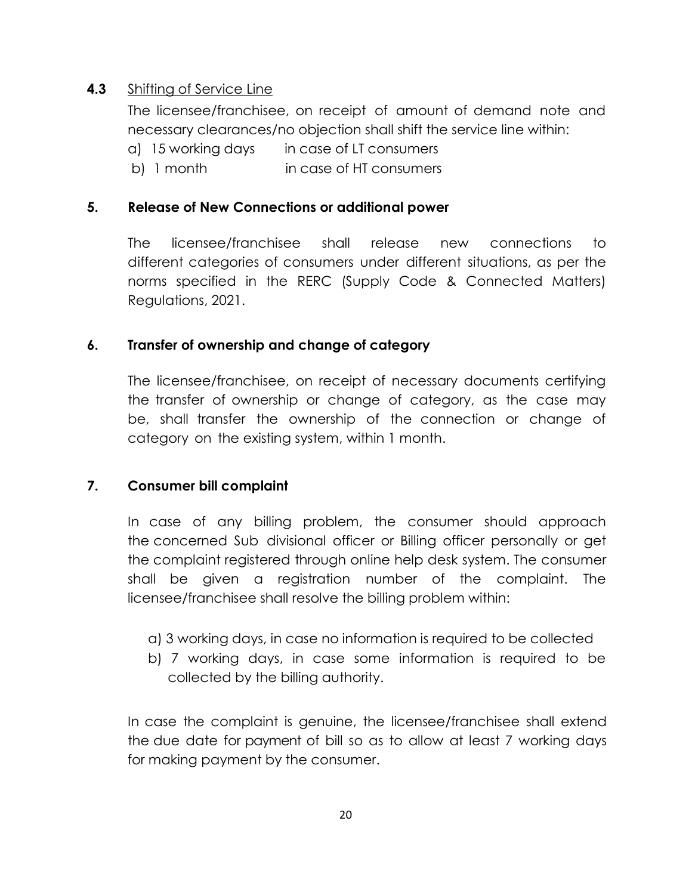**4.3** <u>Shifting of Service Line</u>

The licensee/franchisee, on receipt of amount of demand note and necessary clearances/no objection shall shift the service line within:

a) 15 working days in case of LT consumers
b) 1 month in case of HT consumers

## 5. Release of New Connections or additional power

The licensee/franchisee shall release new connections to different categories of consumers under different situations, as per the norms specified in the RERC (Supply Code & Connected Matters) Regulations, 2021.

## 6. Transfer of ownership and change of category

The licensee/franchisee, on receipt of necessary documents certifying the transfer of ownership or change of category, as the case may be, shall transfer the ownership of the connection or change of category on the existing system, within 1 month.

## 7. Consumer bill complaint

In case of any billing problem, the consumer should approach the concerned Sub divisional officer or Billing officer personally or get the complaint registered through online help desk system. The consumer shall be given a registration number of the complaint. The licensee/franchisee shall resolve the billing problem within:

a) 3 working days, in case no information is required to be collected
b) 7 working days, in case some information is required to be collected by the billing authority.

In case the complaint is genuine, the licensee/franchisee shall extend the due date for payment of bill so as to allow at least 7 working days for making payment by the consumer.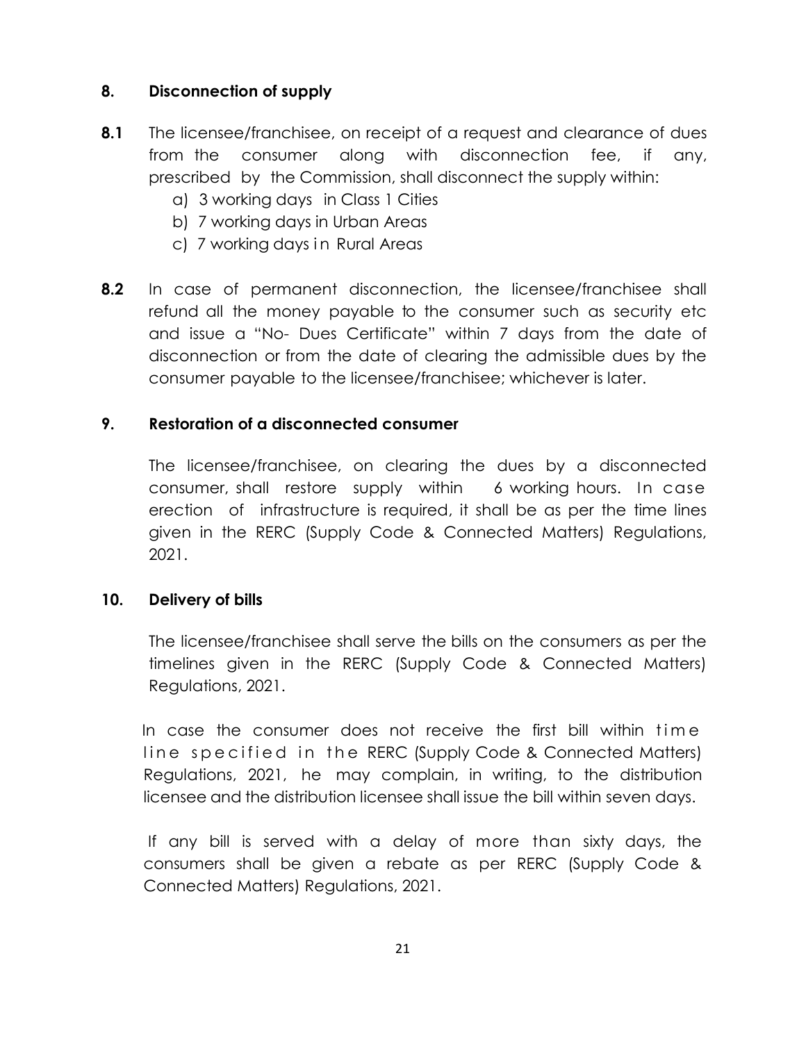## 8. Disconnection of supply

**8.1** The licensee/franchisee, on receipt of a request and clearance of dues from the consumer along with disconnection fee, if any, prescribed by the Commission, shall disconnect the supply within:

a) 3 working days in Class 1 Cities

b) 7 working days in Urban Areas

c) 7 working days in Rural Areas

**8.2** In case of permanent disconnection, the licensee/franchisee shall refund all the money payable to the consumer such as security etc and issue a "No- Dues Certificate" within 7 days from the date of disconnection or from the date of clearing the admissible dues by the consumer payable to the licensee/franchisee; whichever is later.

## 9. Restoration of a disconnected consumer

The licensee/franchisee, on clearing the dues by a disconnected consumer, shall restore supply within 6 working hours. In case erection of infrastructure is required, it shall be as per the time lines given in the RERC (Supply Code & Connected Matters) Regulations, 2021.

## 10. Delivery of bills

The licensee/franchisee shall serve the bills on the consumers as per the timelines given in the RERC (Supply Code & Connected Matters) Regulations, 2021.

In case the consumer does not receive the first bill within time line specified in the RERC (Supply Code & Connected Matters) Regulations, 2021, he may complain, in writing, to the distribution licensee and the distribution licensee shall issue the bill within seven days.

If any bill is served with a delay of more than sixty days, the consumers shall be given a rebate as per RERC (Supply Code & Connected Matters) Regulations, 2021.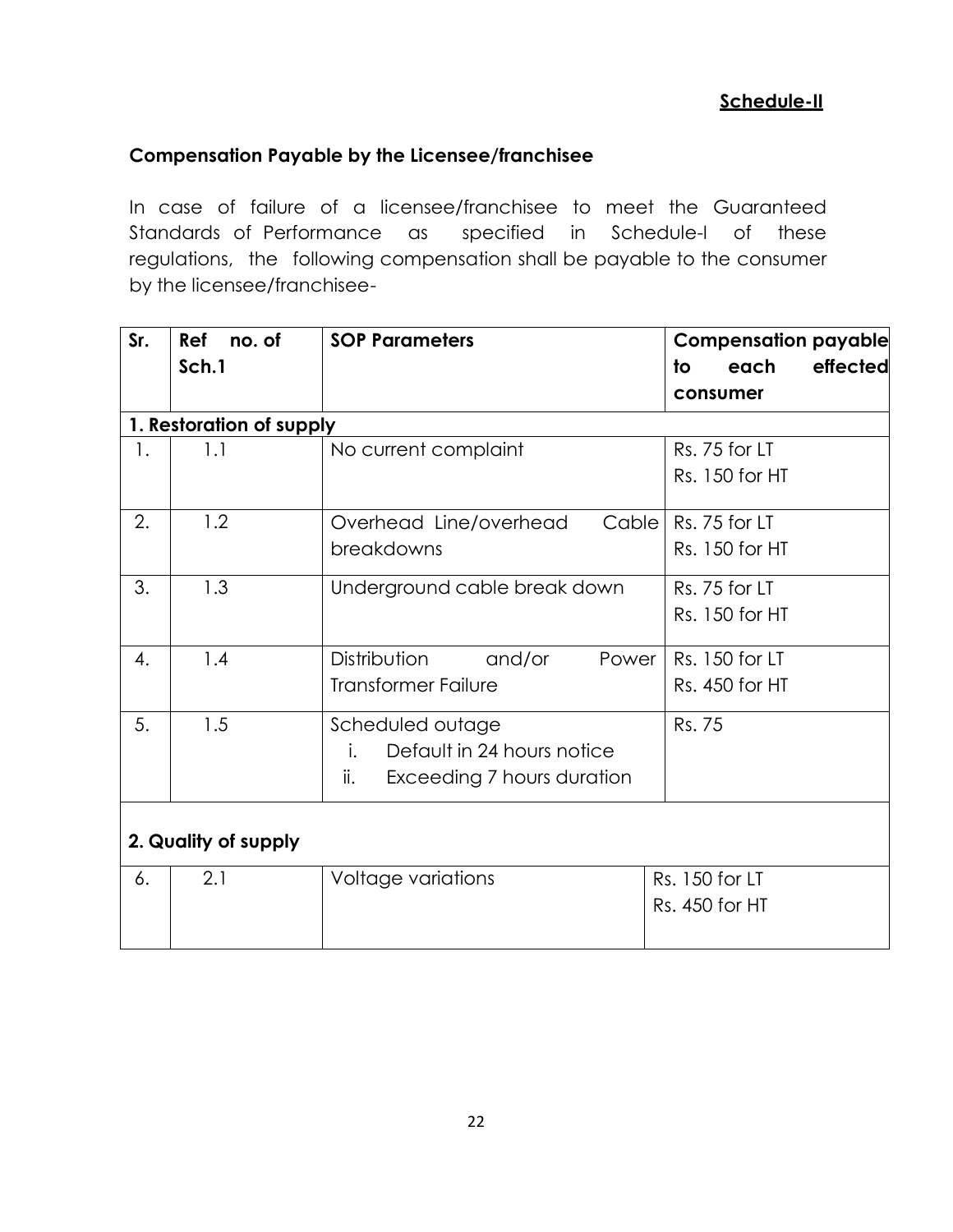**Schedule-II**

**Compensation Payable by the Licensee/franchisee**

In case of failure of a licensee/franchisee to meet the Guaranteed Standards of Performance as specified in Schedule-I of these regulations, the following compensation shall be payable to the consumer by the licensee/franchisee-

| Sr. | Ref no. of Sch.1 | SOP Parameters | Compensation payable to each effected consumer |
|---|---|---|---|
| **1. Restoration of supply** | | | |
| 1. | 1.1 | No current complaint | Rs. 75 for LT<br>Rs. 150 for HT |
| 2. | 1.2 | Overhead Line/overhead Cable breakdowns | Rs. 75 for LT<br>Rs. 150 for HT |
| 3. | 1.3 | Underground cable break down | Rs. 75 for LT<br>Rs. 150 for HT |
| 4. | 1.4 | Distribution and/or Power Transformer Failure | Rs. 150 for LT<br>Rs. 450 for HT |
| 5. | 1.5 | Scheduled outage<br>i. Default in 24 hours notice<br>ii. Exceeding 7 hours duration | Rs. 75 |
| **2. Quality of supply** | | | |
| 6. | 2.1 | Voltage variations | Rs. 150 for LT<br>Rs. 450 for HT |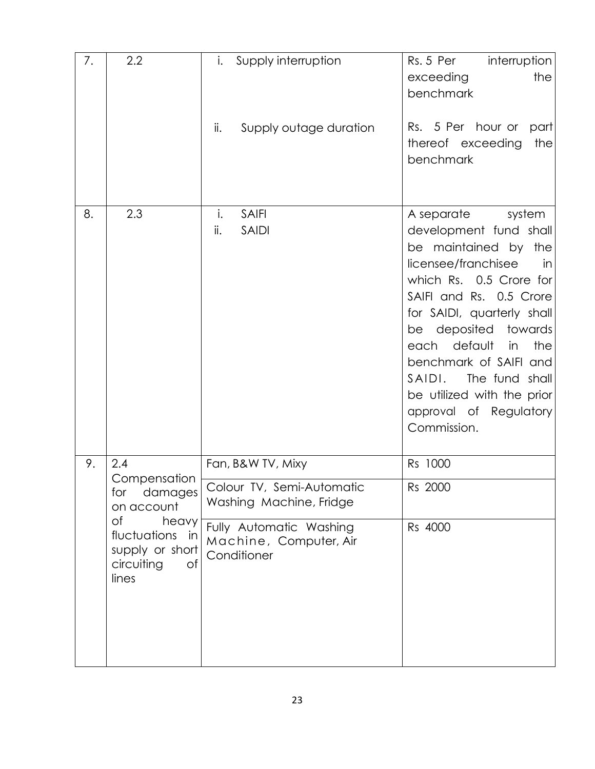| 7. | 2.2 | i. Supply interruption<br><br>ii. Supply outage duration | Rs. 5 Per interruption exceeding the benchmark<br><br>Rs. 5 Per hour or part thereof exceeding the benchmark |
|---|---|---|---|
| 8. | 2.3 | i. SAIFI<br>ii. SAIDI | A separate system development fund shall be maintained by the licensee/franchisee in which Rs. 0.5 Crore for SAIFI and Rs. 0.5 Crore for SAIDI, quarterly shall be deposited towards each default in the benchmark of SAIFI and SAIDI. The fund shall be utilized with the prior approval of Regulatory Commission. |
| 9. | 2.4 Compensation for damages on account of heavy fluctuations in supply or short circuiting of lines | Fan, B&W TV, Mixy | Rs 1000 |
| | | Colour TV, Semi-Automatic Washing Machine, Fridge | Rs 2000 |
| | | Fully Automatic Washing Machine, Computer, Air Conditioner | Rs 4000 |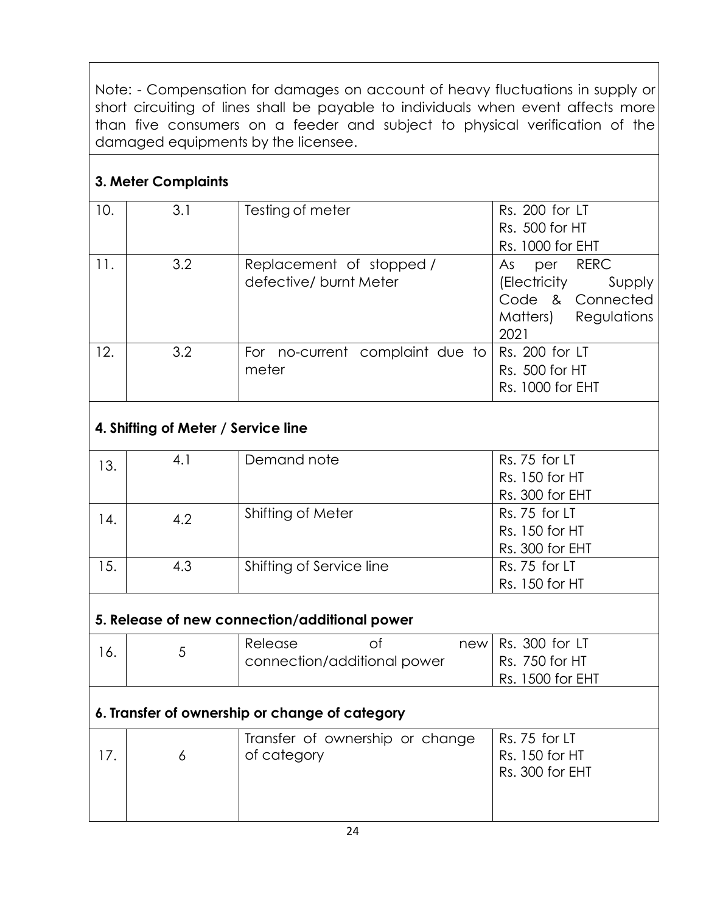Note: - Compensation for damages on account of heavy fluctuations in supply or short circuiting of lines shall be payable to individuals when event affects more than five consumers on a feeder and subject to physical verification of the damaged equipments by the licensee.

**3. Meter Complaints**

| | | | |
|---|---|---|---|
| 10. | 3.1 | Testing of meter | Rs. 200 for LT<br>Rs. 500 for HT<br>Rs. 1000 for EHT |
| 11. | 3.2 | Replacement of stopped / defective/ burnt Meter | As per RERC (Electricity Supply Code & Connected Matters) Regulations 2021 |
| 12. | 3.2 | For no-current complaint due to meter | Rs. 200 for LT<br>Rs. 500 for HT<br>Rs. 1000 for EHT |

**4. Shifting of Meter / Service line**

| | | | |
|---|---|---|---|
| 13. | 4.1 | Demand note | Rs. 75 for LT<br>Rs. 150 for HT<br>Rs. 300 for EHT |
| 14. | 4.2 | Shifting of Meter | Rs. 75 for LT<br>Rs. 150 for HT<br>Rs. 300 for EHT |
| 15. | 4.3 | Shifting of Service line | Rs. 75 for LT<br>Rs. 150 for HT |

**5. Release of new connection/additional power**

| | | | |
|---|---|---|---|
| 16. | 5 | Release of new connection/additional power | Rs. 300 for LT<br>Rs. 750 for HT<br>Rs. 1500 for EHT |

**6. Transfer of ownership or change of category**

| | | | |
|---|---|---|---|
| 17. | 6 | Transfer of ownership or change of category | Rs. 75 for LT<br>Rs. 150 for HT<br>Rs. 300 for EHT |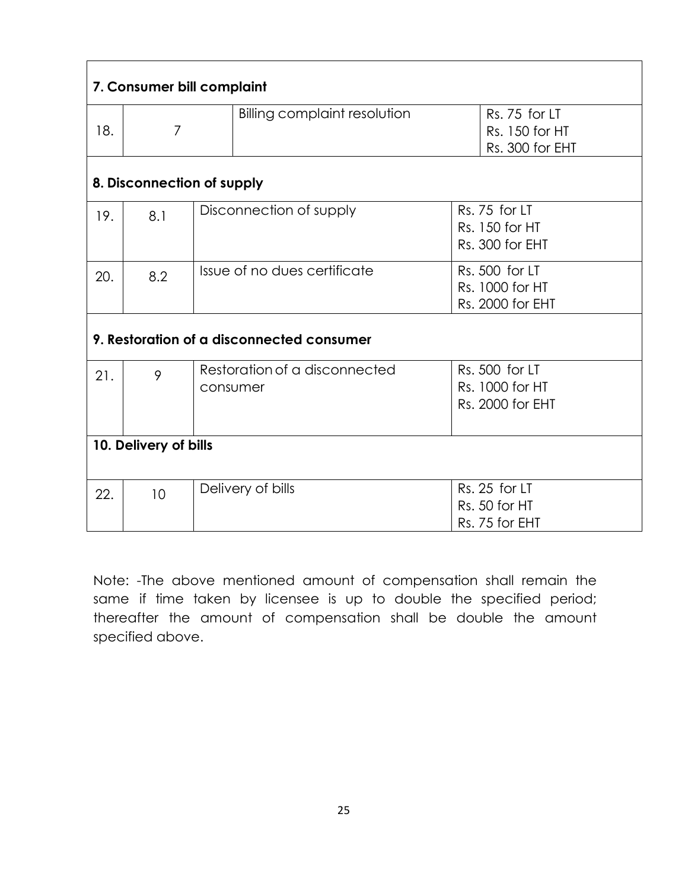| | | | |
|---|---|---|---|
| **7. Consumer bill complaint** | | | |
| 18. | 7 | Billing complaint resolution | Rs. 75 for LT<br>Rs. 150 for HT<br>Rs. 300 for EHT |
| **8. Disconnection of supply** | | | |
| 19. | 8.1 | Disconnection of supply | Rs. 75 for LT<br>Rs. 150 for HT<br>Rs. 300 for EHT |
| 20. | 8.2 | Issue of no dues certificate | Rs. 500 for LT<br>Rs. 1000 for HT<br>Rs. 2000 for EHT |
| **9. Restoration of a disconnected consumer** | | | |
| 21. | 9 | Restoration of a disconnected consumer | Rs. 500 for LT<br>Rs. 1000 for HT<br>Rs. 2000 for EHT |
| **10. Delivery of bills** | | | |
| 22. | 10 | Delivery of bills | Rs. 25 for LT<br>Rs. 50 for HT<br>Rs. 75 for EHT |

Note: -The above mentioned amount of compensation shall remain the same if time taken by licensee is up to double the specified period; thereafter the amount of compensation shall be double the amount specified above.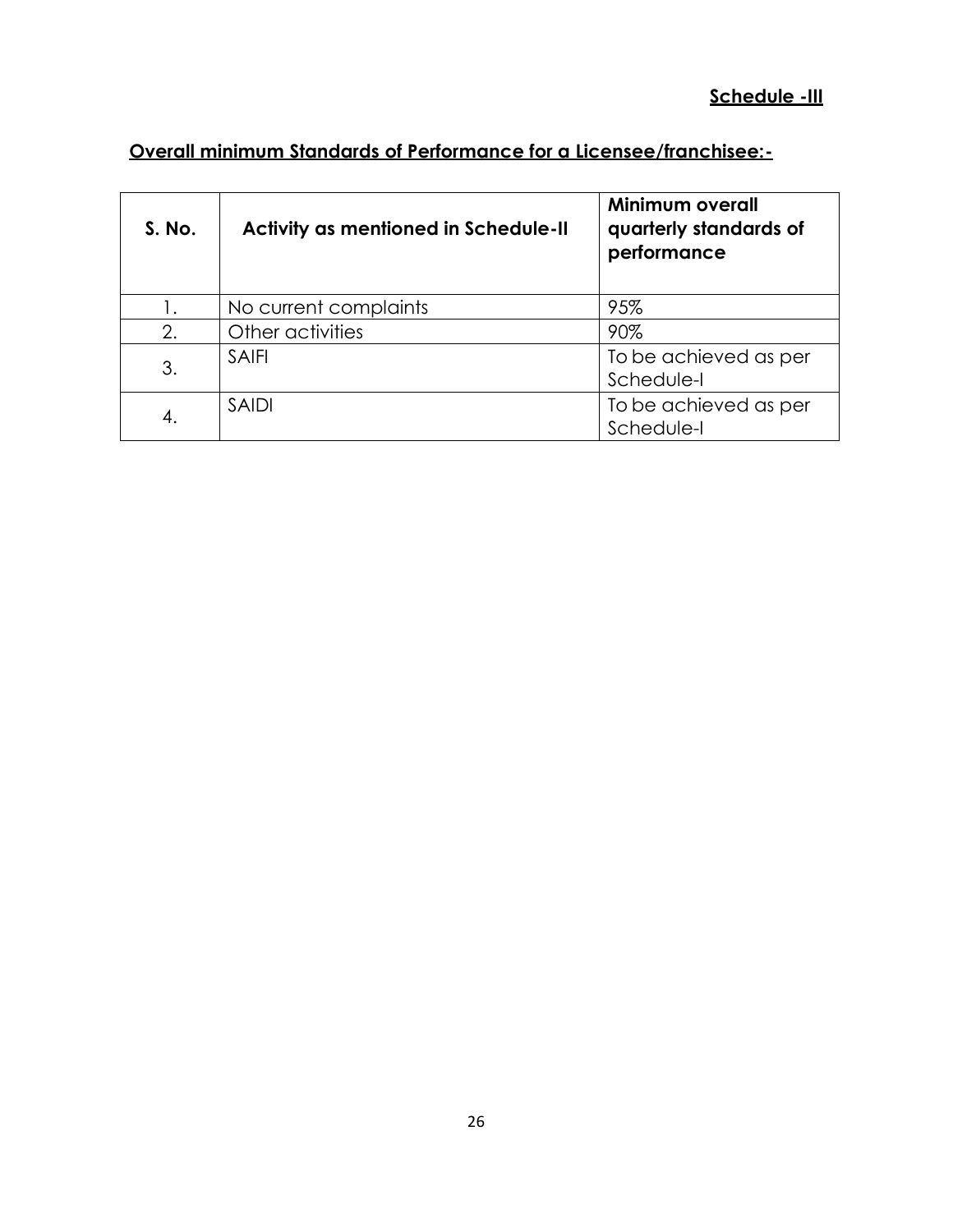**<u>Schedule -III</u>**

## <u>Overall minimum Standards of Performance for a Licensee/franchisee:-</u>

| S. No. | Activity as mentioned in Schedule-II | Minimum overall quarterly standards of performance |
|---|---|---|
| 1. | No current complaints | 95% |
| 2. | Other activities | 90% |
| 3. | SAIFI | To be achieved as per Schedule-I |
| 4. | SAIDI | To be achieved as per Schedule-I |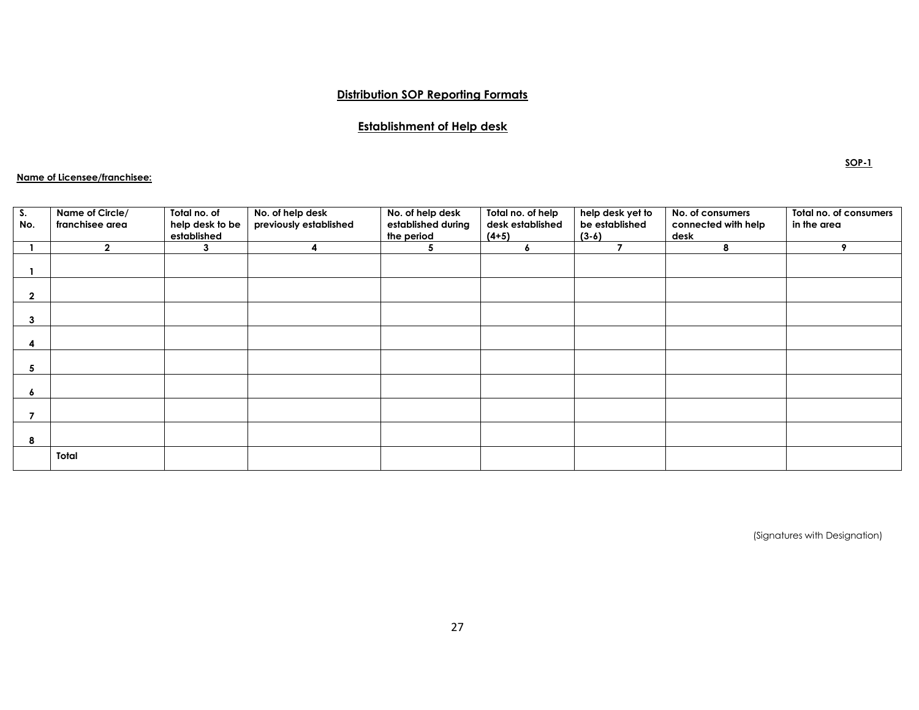## Distribution SOP Reporting Formats

## Establishment of Help desk

**SOP-1**

**Name of Licensee/franchisee:**

| S. No. | Name of Circle/ franchisee area | Total no. of help desk to be established | No. of help desk previously established | No. of help desk established during the period | Total no. of help desk established (4+5) | help desk yet to be established (3-6) | No. of consumers connected with help desk | Total no. of consumers in the area |
|---|---|---|---|---|---|---|---|---|
| 1 | 2 | 3 | 4 | 5 | 6 | 7 | 8 | 9 |
| 1 | | | | | | | | |
| 2 | | | | | | | | |
| 3 | | | | | | | | |
| 4 | | | | | | | | |
| 5 | | | | | | | | |
| 6 | | | | | | | | |
| 7 | | | | | | | | |
| 8 | | | | | | | | |
| | **Total** | | | | | | | |

(Signatures with Designation)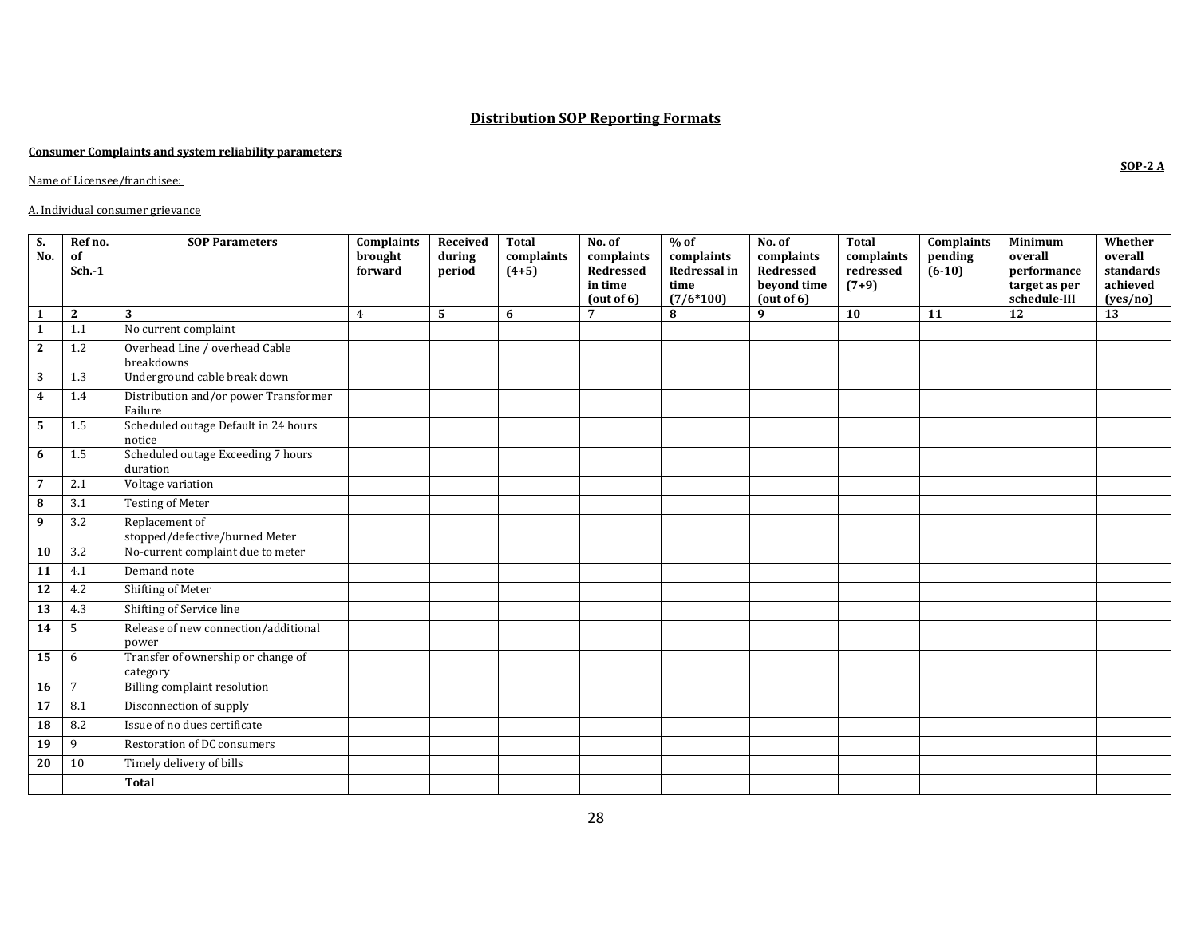## Distribution SOP Reporting Formats

**Consumer Complaints and system reliability parameters**

**SOP-2 A**

Name of Licensee/franchisee:

A. Individual consumer grievance

| S. No. | Ref no. of Sch.-1 | SOP Parameters | Complaints brought forward | Received during period | Total complaints (4+5) | No. of complaints Redressed in time (out of 6) | % of complaints Redressal in time (7/6*100) | No. of complaints Redressed beyond time (out of 6) | Total complaints redressed (7+9) | Complaints pending (6-10) | Minimum overall performance target as per schedule-III | Whether overall standards achieved (yes/no) |
|---|---|---|---|---|---|---|---|---|---|---|---|---|
| **1** | **2** | **3** | **4** | **5** | **6** | **7** | **8** | **9** | **10** | **11** | **12** | **13** |
| **1** | 1.1 | No current complaint | | | | | | | | | | |
| **2** | 1.2 | Overhead Line / overhead Cable breakdowns | | | | | | | | | | |
| **3** | 1.3 | Underground cable break down | | | | | | | | | | |
| **4** | 1.4 | Distribution and/or power Transformer Failure | | | | | | | | | | |
| **5** | 1.5 | Scheduled outage Default in 24 hours notice | | | | | | | | | | |
| **6** | 1.5 | Scheduled outage Exceeding 7 hours duration | | | | | | | | | | |
| **7** | 2.1 | Voltage variation | | | | | | | | | | |
| **8** | 3.1 | Testing of Meter | | | | | | | | | | |
| **9** | 3.2 | Replacement of stopped/defective/burned Meter | | | | | | | | | | |
| **10** | 3.2 | No-current complaint due to meter | | | | | | | | | | |
| **11** | 4.1 | Demand note | | | | | | | | | | |
| **12** | 4.2 | Shifting of Meter | | | | | | | | | | |
| **13** | 4.3 | Shifting of Service line | | | | | | | | | | |
| **14** | 5 | Release of new connection/additional power | | | | | | | | | | |
| **15** | 6 | Transfer of ownership or change of category | | | | | | | | | | |
| **16** | 7 | Billing complaint resolution | | | | | | | | | | |
| **17** | 8.1 | Disconnection of supply | | | | | | | | | | |
| **18** | 8.2 | Issue of no dues certificate | | | | | | | | | | |
| **19** | 9 | Restoration of DC consumers | | | | | | | | | | |
| **20** | 10 | Timely delivery of bills | | | | | | | | | | |
| | | **Total** | | | | | | | | | | |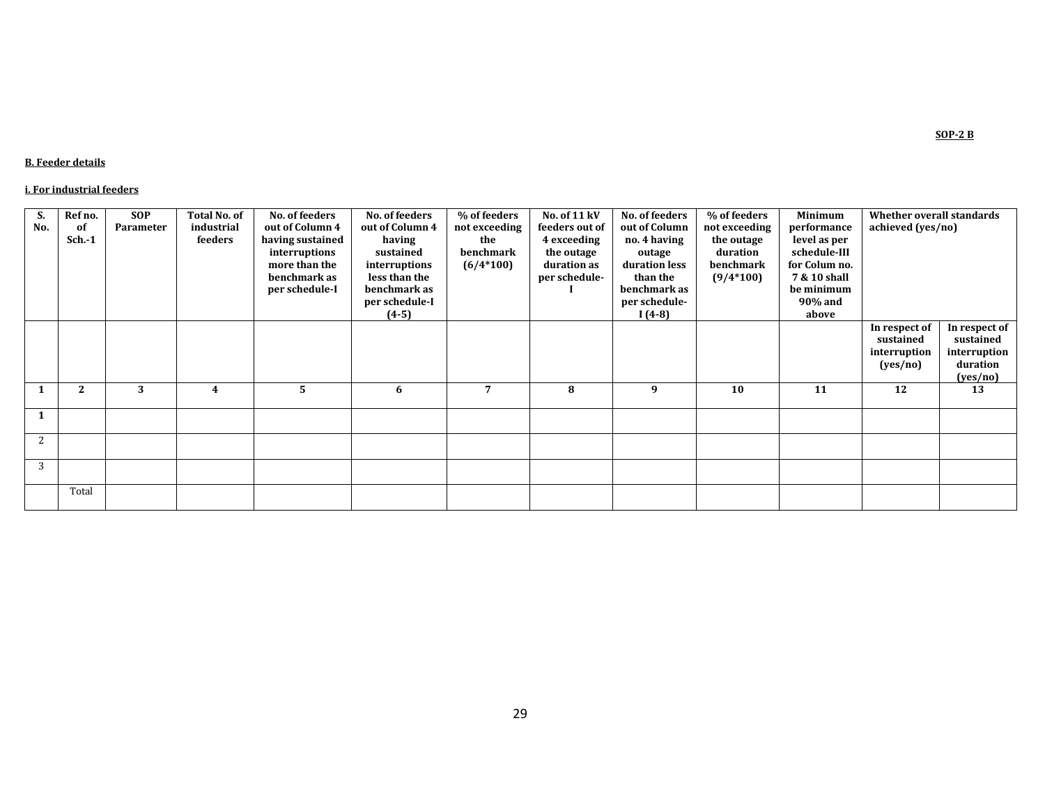**SOP-2 B**

**B. Feeder details**

**i. For industrial feeders**

| S. No. | Ref no. of Sch.-1 | SOP Parameter | Total No. of industrial feeders | No. of feeders out of Column 4 having sustained interruptions more than the benchmark as per schedule-I | No. of feeders out of Column 4 having sustained interruptions less than the benchmark as per schedule-I (4-5) | % of feeders not exceeding the benchmark (6/4*100) | No. of 11 kV feeders out of 4 exceeding the outage duration as per schedule-I | No. of feeders out of Column no. 4 having outage duration less than the benchmark as per schedule-I (4-8) | % of feeders not exceeding the outage duration benchmark (9/4*100) | Minimum performance level as per schedule-III for Colum no. 7 & 10 shall be minimum 90% and above | Whether overall standards achieved (yes/no) | |
|---|---|---|---|---|---|---|---|---|---|---|---|---|
| | | | | | | | | | | | In respect of sustained interruption (yes/no) | In respect of sustained interruption duration (yes/no) |
| **1** | **2** | **3** | **4** | **5** | **6** | **7** | **8** | **9** | **10** | **11** | **12** | **13** |
| **1** | | | | | | | | | | | | |
| 2 | | | | | | | | | | | | |
| 3 | | | | | | | | | | | | |
| | Total | | | | | | | | | | | |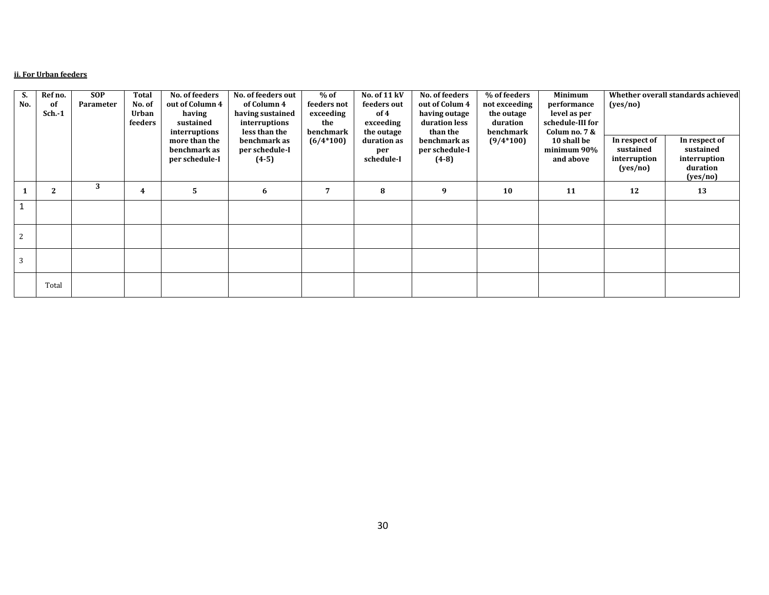**ii. For Urban feeders**

| S. No. | Ref no. of Sch.-1 | SOP Parameter | Total No. of Urban feeders | No. of feeders out of Column 4 having sustained interruptions more than the benchmark as per schedule-I | No. of feeders out of Column 4 having sustained interruptions less than the benchmark as per schedule-I (4-5) | % of feeders not exceeding the benchmark (6/4*100) | No. of 11 kV feeders out of 4 exceeding the outage duration as per schedule-I | No. of feeders out of Colum 4 having outage duration less than the benchmark as per schedule-I (4-8) | % of feeders not exceeding the outage duration benchmark (9/4*100) | Minimum performance level as per schedule-III for Colum no. 7 & 10 shall be minimum 90% and above | Whether overall standards achieved (yes/no) | |
|---|---|---|---|---|---|---|---|---|---|---|---|---|
| | | | | | | | | | | | In respect of sustained interruption (yes/no) | In respect of sustained interruption duration (yes/no) |
| 1 | 2 | 3 | 4 | 5 | 6 | 7 | 8 | 9 | 10 | 11 | 12 | 13 |
| 1 | | | | | | | | | | | | |
| 2 | | | | | | | | | | | | |
| 3 | | | | | | | | | | | | |
| | Total | | | | | | | | | | | |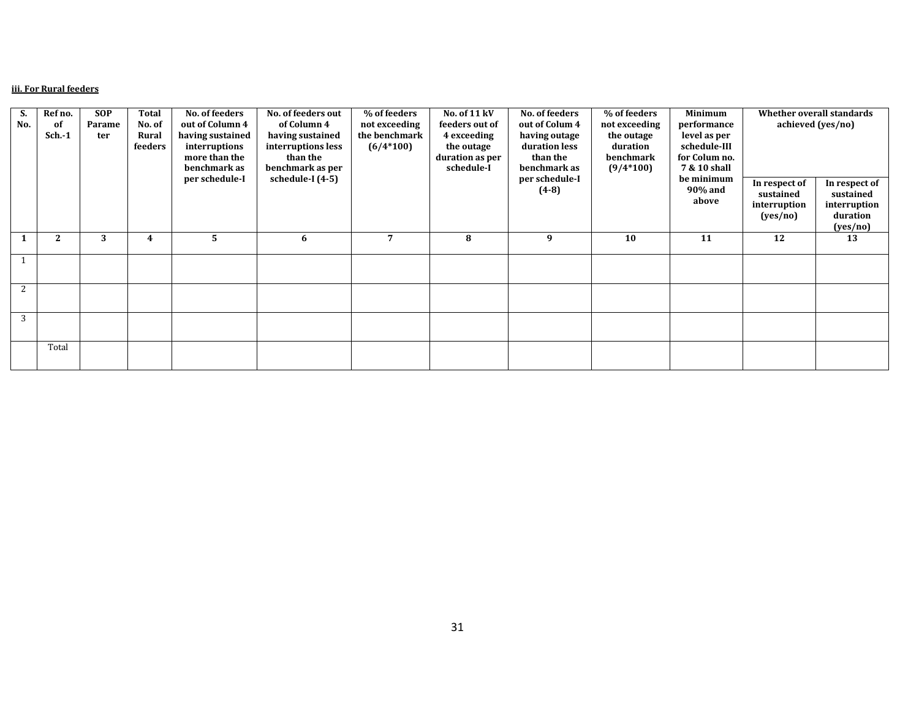**iii. For Rural feeders**

| S. No. | Ref no. of Sch.-1 | SOP Parameter | Total No. of Rural feeders | No. of feeders out of Column 4 having sustained interruptions more than the benchmark as per schedule-I | No. of feeders out of Column 4 having sustained interruptions less than the benchmark as per schedule-I (4-5) | % of feeders not exceeding the benchmark (6/4*100) | No. of 11 kV feeders out of 4 exceeding the outage duration as per schedule-I | No. of feeders out of Colum 4 having outage duration less than the benchmark as per schedule-I (4-8) | % of feeders not exceeding the outage duration benchmark (9/4*100) | Minimum performance level as per schedule-III for Colum no. 7 & 10 shall be minimum 90% and above | Whether overall standards achieved (yes/no) | |
|---|---|---|---|---|---|---|---|---|---|---|---|---|
| | | | | | | | | | | | In respect of sustained interruption (yes/no) | In respect of sustained interruption duration (yes/no) |
| **1** | **2** | **3** | **4** | **5** | **6** | **7** | **8** | **9** | **10** | **11** | **12** | **13** |
| 1 | | | | | | | | | | | | |
| 2 | | | | | | | | | | | | |
| 3 | | | | | | | | | | | | |
| | Total | | | | | | | | | | | |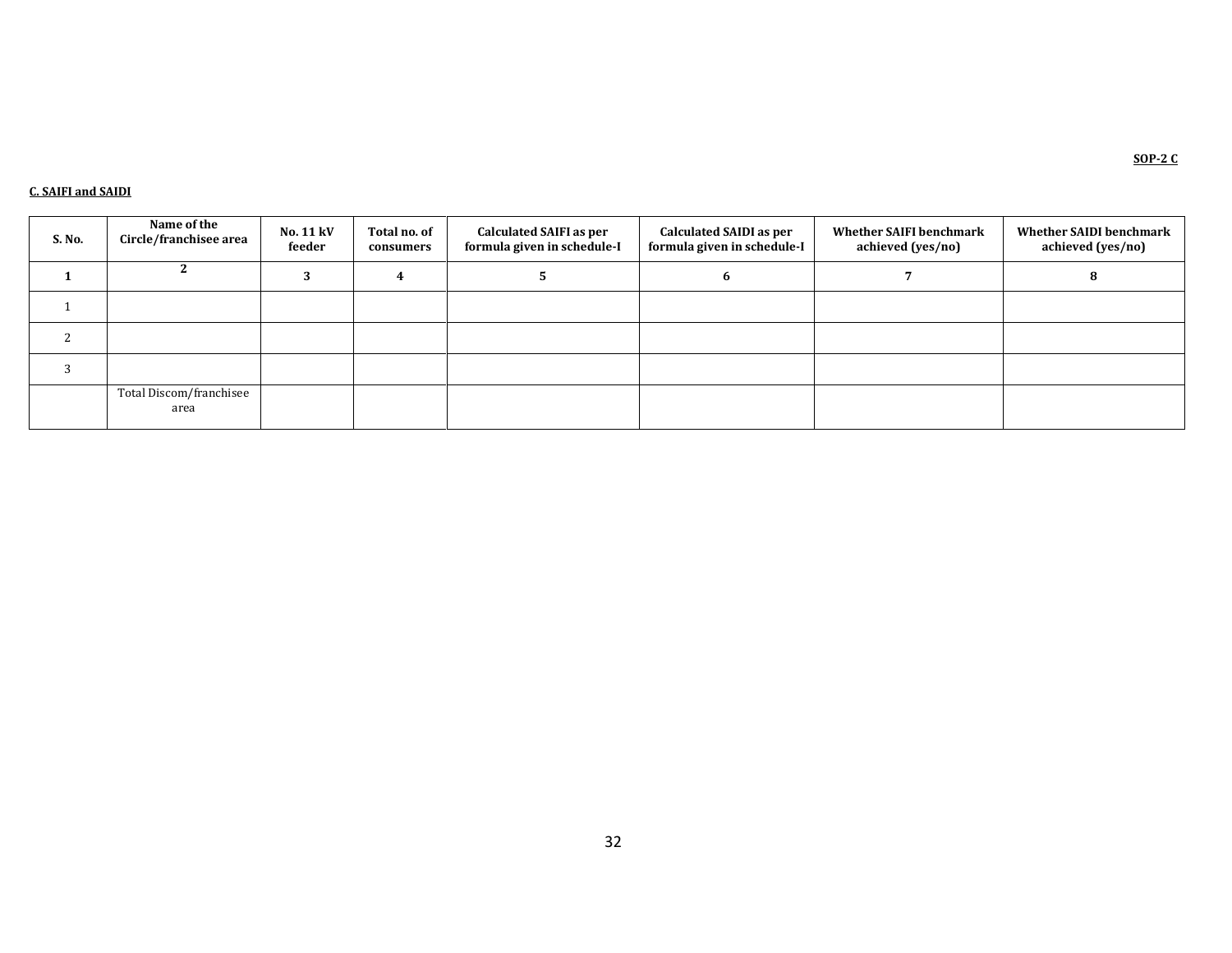**SOP-2 C**

**C. SAIFI and SAIDI**

| S. No. | Name of the Circle/franchisee area | No. 11 kV feeder | Total no. of consumers | Calculated SAIFI as per formula given in schedule-I | Calculated SAIDI as per formula given in schedule-I | Whether SAIFI benchmark achieved (yes/no) | Whether SAIDI benchmark achieved (yes/no) |
|---|---|---|---|---|---|---|---|
| 1 | 2 | 3 | 4 | 5 | 6 | 7 | 8 |
| 1 | | | | | | | |
| 2 | | | | | | | |
| 3 | | | | | | | |
| | Total Discom/franchisee area | | | | | | |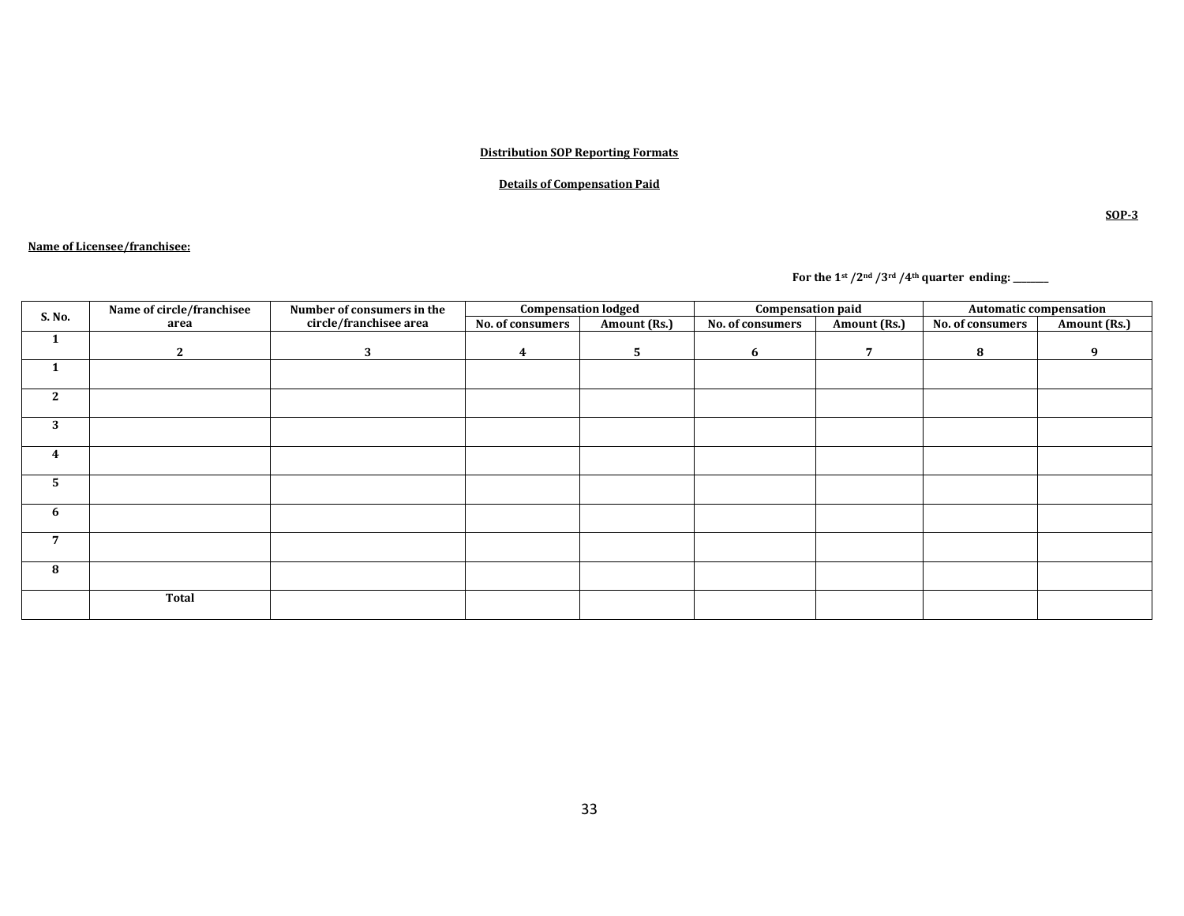**Distribution SOP Reporting Formats**

**Details of Compensation Paid**

**SOP-3**

**Name of Licensee/franchisee:**

**For the 1st /2nd /3rd /4th quarter ending: ________**

| S. No. | Name of circle/franchisee area | Number of consumers in the circle/franchisee area | Compensation lodged | | Compensation paid | | Automatic compensation | |
|---|---|---|---|---|---|---|---|---|
| | | | No. of consumers | Amount (Rs.) | No. of consumers | Amount (Rs.) | No. of consumers | Amount (Rs.) |
| 1 | 2 | 3 | 4 | 5 | 6 | 7 | 8 | 9 |
| 1 | | | | | | | | |
| 2 | | | | | | | | |
| 3 | | | | | | | | |
| 4 | | | | | | | | |
| 5 | | | | | | | | |
| 6 | | | | | | | | |
| 7 | | | | | | | | |
| 8 | | | | | | | | |
| | Total | | | | | | | |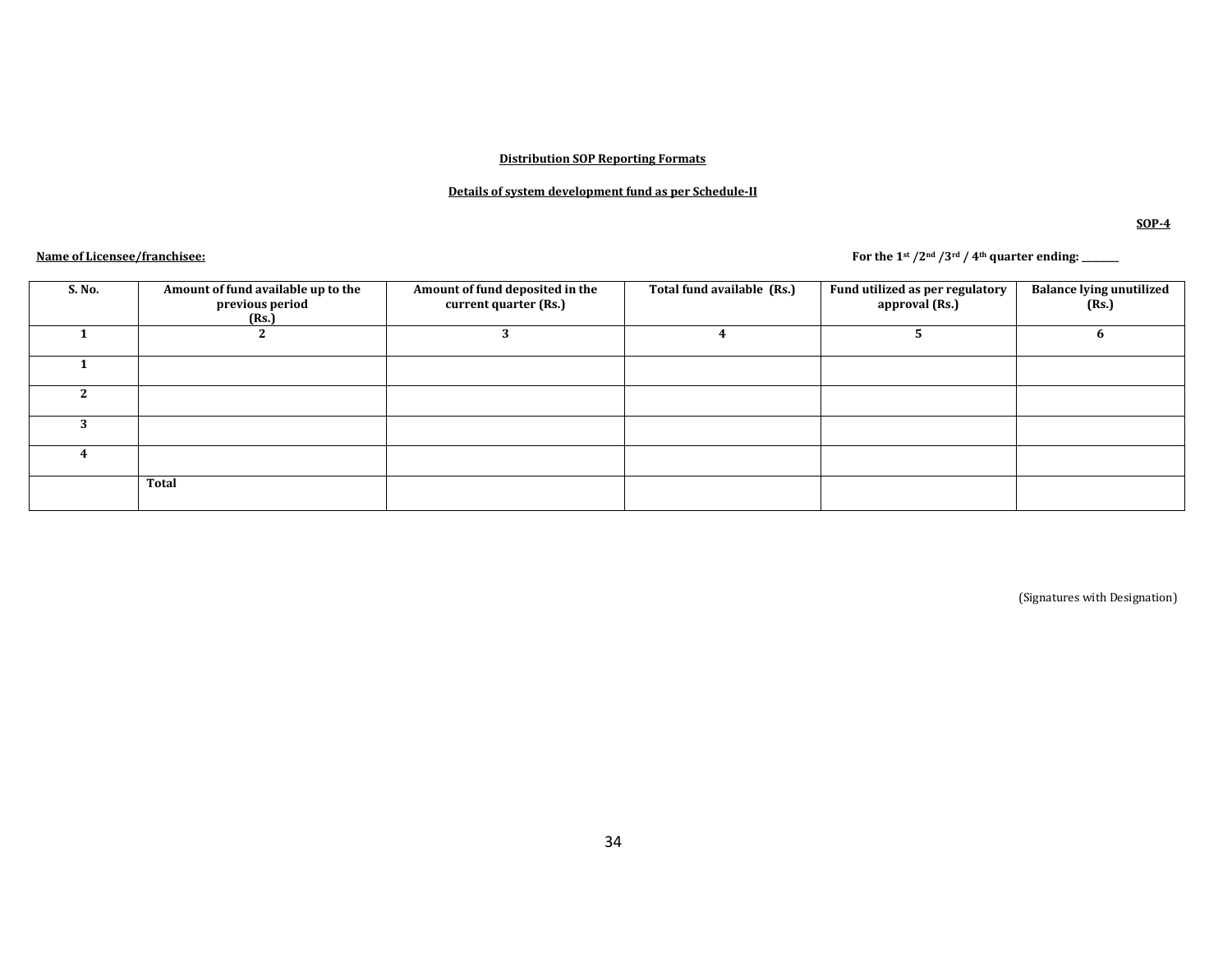**Distribution SOP Reporting Formats**

**Details of system development fund as per Schedule-II**

**SOP-4**

**Name of Licensee/franchisee:**

**For the 1st /2nd /3rd / 4th quarter ending: \_\_\_\_\_\_\_\_**

| S. No. | Amount of fund available up to the previous period (Rs.) | Amount of fund deposited in the current quarter (Rs.) | Total fund available (Rs.) | Fund utilized as per regulatory approval (Rs.) | Balance lying unutilized (Rs.) |
|---|---|---|---|---|---|
| 1 | 2 | 3 | 4 | 5 | 6 |
| 1 | | | | | |
| 2 | | | | | |
| 3 | | | | | |
| 4 | | | | | |
| | Total | | | | |

(Signatures with Designation)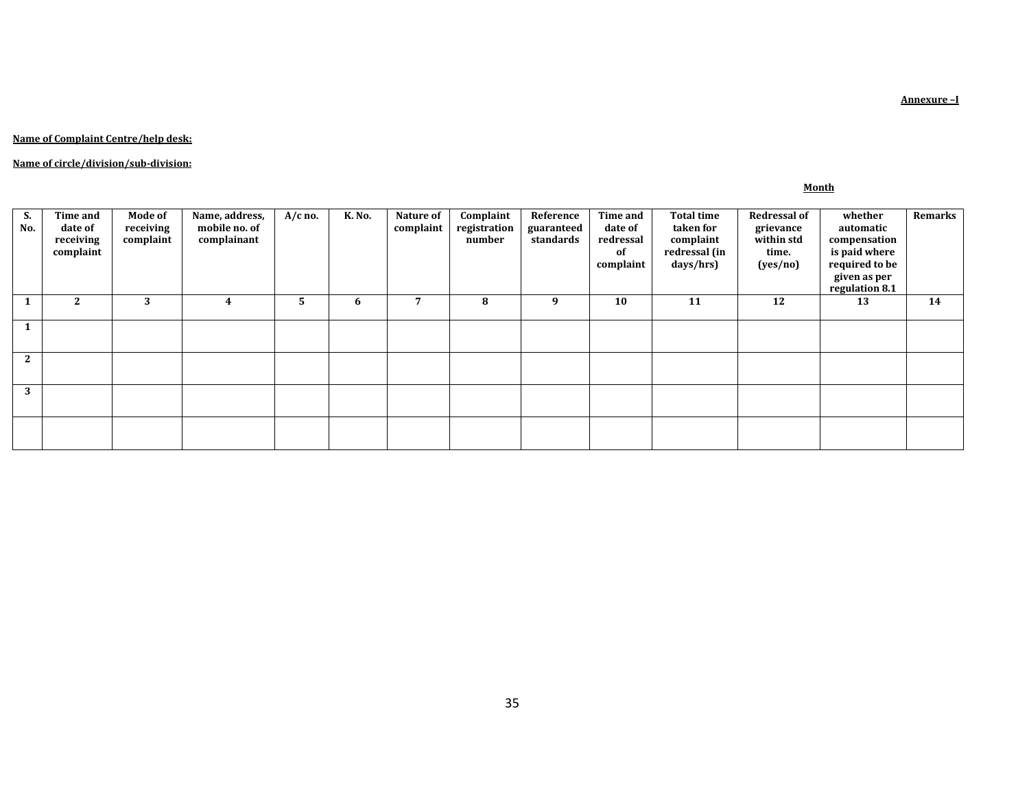**Annexure –I**

**Name of Complaint Centre/help desk:**

**Name of circle/division/sub-division:**

**Month**

| S. No. | Time and date of receiving complaint | Mode of receiving complaint | Name, address, mobile no. of complainant | A/c no. | K. No. | Nature of complaint | Complaint registration number | Reference guaranteed standards | Time and date of redressal of complaint | Total time taken for complaint redressal (in days/hrs) | Redressal of grievance within std time. (yes/no) | whether automatic compensation is paid where required to be given as per regulation 8.1 | Remarks |
|---|---|---|---|---|---|---|---|---|---|---|---|---|---|
| 1 | 2 | 3 | 4 | 5 | 6 | 7 | 8 | 9 | 10 | 11 | 12 | 13 | 14 |
| 1 | | | | | | | | | | | | | |
| 2 | | | | | | | | | | | | | |
| 3 | | | | | | | | | | | | | |
| | | | | | | | | | | | | | |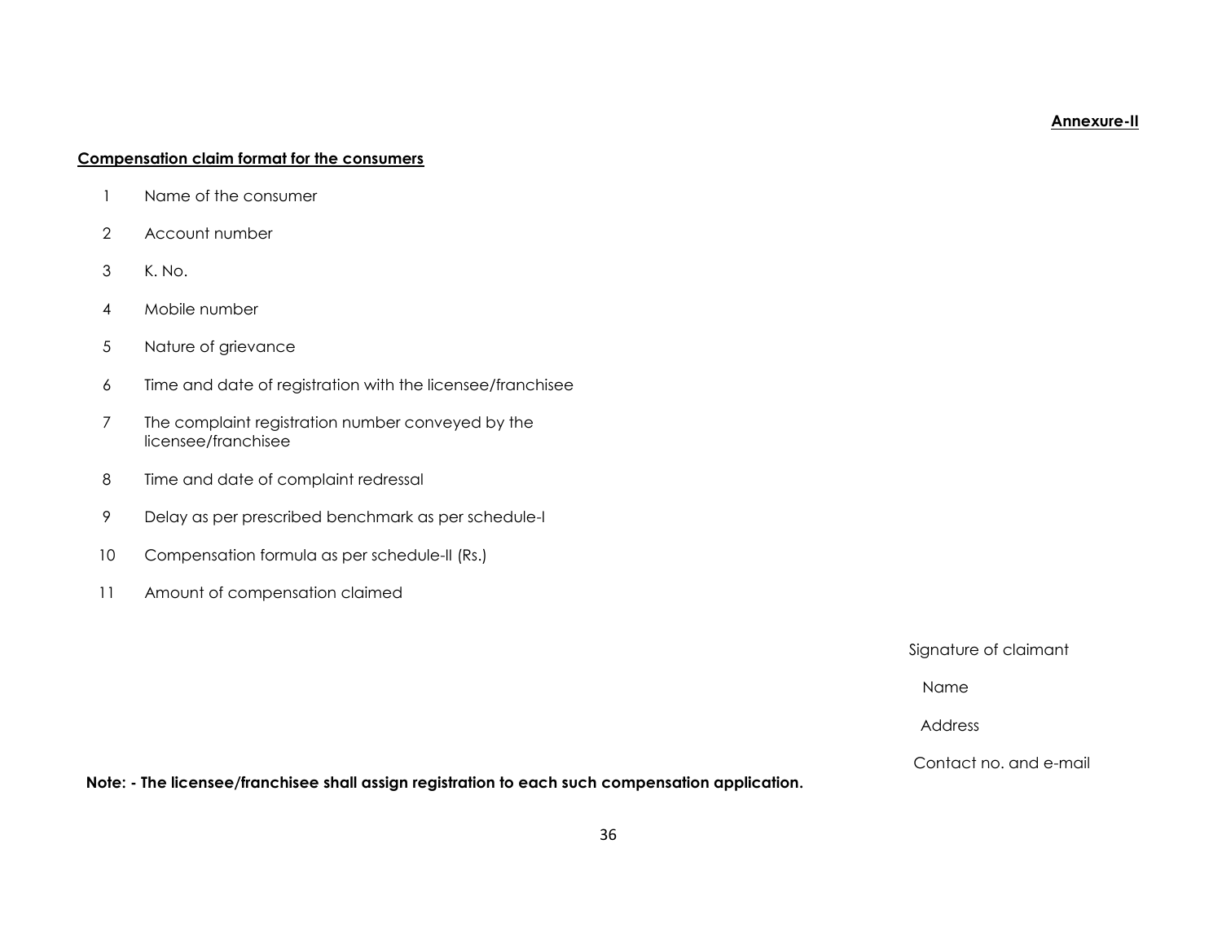**Annexure-II**

**Compensation claim format for the consumers**

1. Name of the consumer
2. Account number
3. K. No.
4. Mobile number
5. Nature of grievance
6. Time and date of registration with the licensee/franchisee
7. The complaint registration number conveyed by the licensee/franchisee
8. Time and date of complaint redressal
9. Delay as per prescribed benchmark as per schedule-I
10. Compensation formula as per schedule-II (Rs.)
11. Amount of compensation claimed

Signature of claimant

Name

Address

Contact no. and e-mail

**Note: - The licensee/franchisee shall assign registration to each such compensation application.**